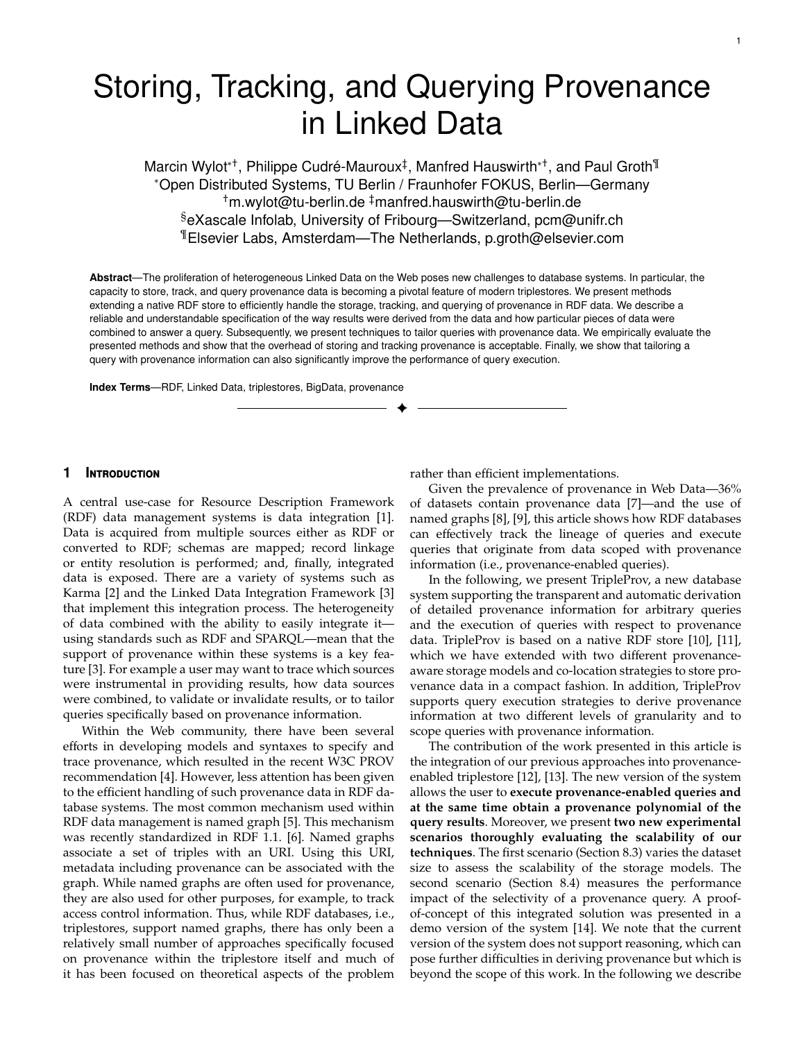# Storing, Tracking, and Querying Provenance in Linked Data

Marcin Wylot[*†], Philippe Cudré-Mauroux[‡], Manfred Hauswirth[*†], and Paul Groth[¶]

[*]Open Distributed Systems, TU Berlin / Fraunhofer FOKUS, Berlin—Germany

[†]m.wylot@tu-berlin.de [‡]manfred.hauswirth@tu-berlin.de

[§]eXascale Infolab, University of Fribourg—Switzerland, pcm@unifr.ch

[¶]Elsevier Labs, Amsterdam—The Netherlands, p.groth@elsevier.com

**Abstract**—The proliferation of heterogeneous Linked Data on the Web poses new challenges to database systems. In particular, the capacity to store, track, and query provenance data is becoming a pivotal feature of modern triplestores. We present methods extending a native RDF store to efficiently handle the storage, tracking, and querying of provenance in RDF data. We describe a reliable and understandable specification of the way results were derived from the data and how particular pieces of data were combined to answer a query. Subsequently, we present techniques to tailor queries with provenance data. We empirically evaluate the presented methods and show that the overhead of storing and tracking provenance is acceptable. Finally, we show that tailoring a query with provenance information can also significantly improve the performance of query execution.

**Index Terms**—RDF, Linked Data, triplestores, BigData, provenance

## 1 Introduction

A central use-case for Resource Description Framework (RDF) data management systems is data integration [1]. Data is acquired from multiple sources either as RDF or converted to RDF; schemas are mapped; record linkage or entity resolution is performed; and, finally, integrated data is exposed. There are a variety of systems such as Karma [2] and the Linked Data Integration Framework [3] that implement this integration process. The heterogeneity of data combined with the ability to easily integrate it—using standards such as RDF and SPARQL—mean that the support of provenance within these systems is a key feature [3]. For example a user may want to trace which sources were instrumental in providing results, how data sources were combined, to validate or invalidate results, or to tailor queries specifically based on provenance information.

Within the Web community, there have been several efforts in developing models and syntaxes to specify and trace provenance, which resulted in the recent W3C PROV recommendation [4]. However, less attention has been given to the efficient handling of such provenance data in RDF database systems. The most common mechanism used within RDF data management is named graph [5]. This mechanism was recently standardized in RDF 1.1. [6]. Named graphs associate a set of triples with an URI. Using this URI, metadata including provenance can be associated with the graph. While named graphs are often used for provenance, they are also used for other purposes, for example, to track access control information. Thus, while RDF databases, i.e., triplestores, support named graphs, there has only been a relatively small number of approaches specifically focused on provenance within the triplestore itself and much of it has been focused on theoretical aspects of the problem rather than efficient implementations.

Given the prevalence of provenance in Web Data—36% of datasets contain provenance data [7]—and the use of named graphs [8], [9], this article shows how RDF databases can effectively track the lineage of queries and execute queries that originate from data scoped with provenance information (i.e., provenance-enabled queries).

In the following, we present TripleProv, a new database system supporting the transparent and automatic derivation of detailed provenance information for arbitrary queries and the execution of queries with respect to provenance data. TripleProv is based on a native RDF store [10], [11], which we have extended with two different provenance-aware storage models and co-location strategies to store provenance data in a compact fashion. In addition, TripleProv supports query execution strategies to derive provenance information at two different levels of granularity and to scope queries with provenance information.

The contribution of the work presented in this article is the integration of our previous approaches into provenance-enabled triplestore [12], [13]. The new version of the system allows the user to **execute provenance-enabled queries and at the same time obtain a provenance polynomial of the query results**. Moreover, we present **two new experimental scenarios thoroughly evaluating the scalability of our techniques**. The first scenario (Section 8.3) varies the dataset size to assess the scalability of the storage models. The second scenario (Section 8.4) measures the performance impact of the selectivity of a provenance query. A proof-of-concept of this integrated solution was presented in a demo version of the system [14]. We note that the current version of the system does not support reasoning, which can pose further difficulties in deriving provenance but which is beyond the scope of this work. In the following we describe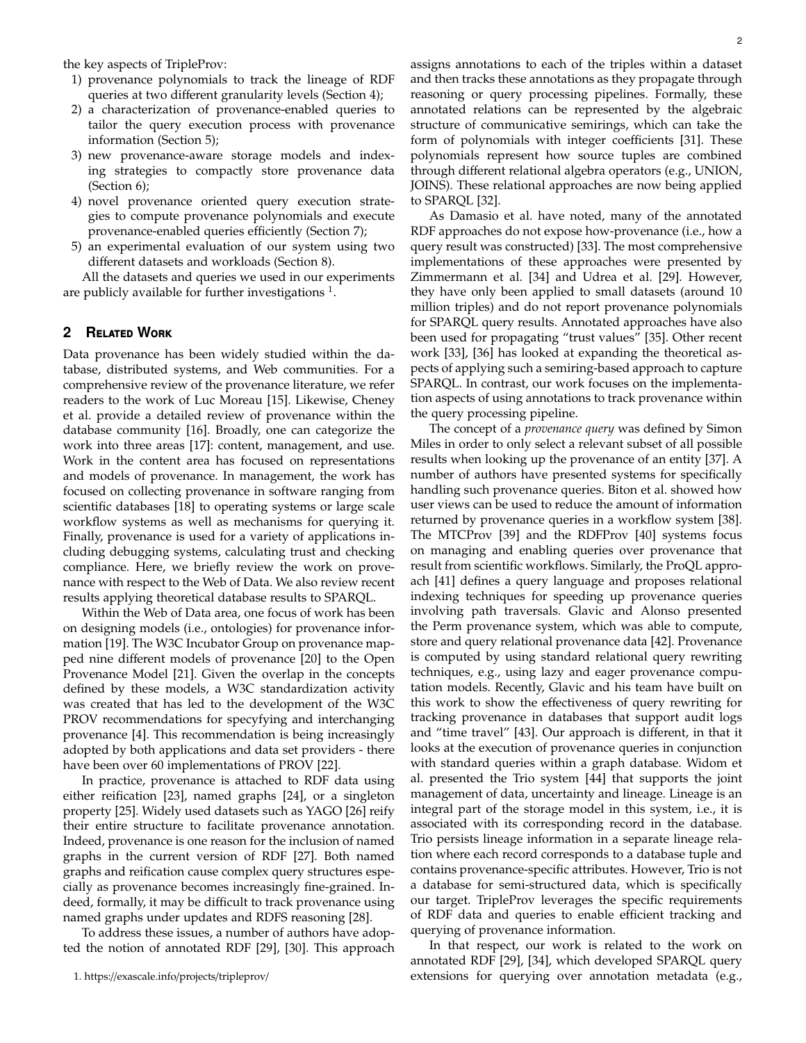the key aspects of TripleProv:

1) provenance polynomials to track the lineage of RDF queries at two different granularity levels (Section 4);
2) a characterization of provenance-enabled queries to tailor the query execution process with provenance information (Section 5);
3) new provenance-aware storage models and indexing strategies to compactly store provenance data (Section 6);
4) novel provenance oriented query execution strategies to compute provenance polynomials and execute provenance-enabled queries efficiently (Section 7);
5) an experimental evaluation of our system using two different datasets and workloads (Section 8).

All the datasets and queries we used in our experiments are publicly available for further investigations [1].

## 2 Related Work

Data provenance has been widely studied within the database, distributed systems, and Web communities. For a comprehensive review of the provenance literature, we refer readers to the work of Luc Moreau [15]. Likewise, Cheney et al. provide a detailed review of provenance within the database community [16]. Broadly, one can categorize the work into three areas [17]: content, management, and use. Work in the content area has focused on representations and models of provenance. In management, the work has focused on collecting provenance in software ranging from scientific databases [18] to operating systems or large scale workflow systems as well as mechanisms for querying it. Finally, provenance is used for a variety of applications including debugging systems, calculating trust and checking compliance. Here, we briefly review the work on provenance with respect to the Web of Data. We also review recent results applying theoretical database results to SPARQL.

Within the Web of Data area, one focus of work has been on designing models (i.e., ontologies) for provenance information [19]. The W3C Incubator Group on provenance mapped nine different models of provenance [20] to the Open Provenance Model [21]. Given the overlap in the concepts defined by these models, a W3C standardization activity was created that has led to the development of the W3C PROV recommendations for specyfying and interchanging provenance [4]. This recommendation is being increasingly adopted by both applications and data set providers - there have been over 60 implementations of PROV [22].

In practice, provenance is attached to RDF data using either reification [23], named graphs [24], or a singleton property [25]. Widely used datasets such as YAGO [26] reify their entire structure to facilitate provenance annotation. Indeed, provenance is one reason for the inclusion of named graphs in the current version of RDF [27]. Both named graphs and reification cause complex query structures especially as provenance becomes increasingly fine-grained. Indeed, formally, it may be difficult to track provenance using named graphs under updates and RDFS reasoning [28].

To address these issues, a number of authors have adopted the notion of annotated RDF [29], [30]. This approach assigns annotations to each of the triples within a dataset and then tracks these annotations as they propagate through reasoning or query processing pipelines. Formally, these annotated relations can be represented by the algebraic structure of communicative semirings, which can take the form of polynomials with integer coefficients [31]. These polynomials represent how source tuples are combined through different relational algebra operators (e.g., UNION, JOINS). These relational approaches are now being applied to SPARQL [32].

As Damasio et al. have noted, many of the annotated RDF approaches do not expose how-provenance (i.e., how a query result was constructed) [33]. The most comprehensive implementations of these approaches were presented by Zimmermann et al. [34] and Udrea et al. [29]. However, they have only been applied to small datasets (around 10 million triples) and do not report provenance polynomials for SPARQL query results. Annotated approaches have also been used for propagating "trust values" [35]. Other recent work [33], [36] has looked at expanding the theoretical aspects of applying such a semiring-based approach to capture SPARQL. In contrast, our work focuses on the implementation aspects of using annotations to track provenance within the query processing pipeline.

The concept of a *provenance query* was defined by Simon Miles in order to only select a relevant subset of all possible results when looking up the provenance of an entity [37]. A number of authors have presented systems for specifically handling such provenance queries. Biton et al. showed how user views can be used to reduce the amount of information returned by provenance queries in a workflow system [38]. The MTCProv [39] and the RDFProv [40] systems focus on managing and enabling queries over provenance that result from scientific workflows. Similarly, the ProQL approach [41] defines a query language and proposes relational indexing techniques for speeding up provenance queries involving path traversals. Glavic and Alonso presented the Perm provenance system, which was able to compute, store and query relational provenance data [42]. Provenance is computed by using standard relational query rewriting techniques, e.g., using lazy and eager provenance computation models. Recently, Glavic and his team have built on this work to show the effectiveness of query rewriting for tracking provenance in databases that support audit logs and "time travel" [43]. Our approach is different, in that it looks at the execution of provenance queries in conjunction with standard queries within a graph database. Widom et al. presented the Trio system [44] that supports the joint management of data, uncertainty and lineage. Lineage is an integral part of the storage model in this system, i.e., it is associated with its corresponding record in the database. Trio persists lineage information in a separate lineage relation where each record corresponds to a database tuple and contains provenance-specific attributes. However, Trio is not a database for semi-structured data, which is specifically our target. TripleProv leverages the specific requirements of RDF data and queries to enable efficient tracking and querying of provenance information.

In that respect, our work is related to the work on annotated RDF [29], [34], which developed SPARQL query extensions for querying over annotation metadata (e.g.,

1. https://exascale.info/projects/tripleprov/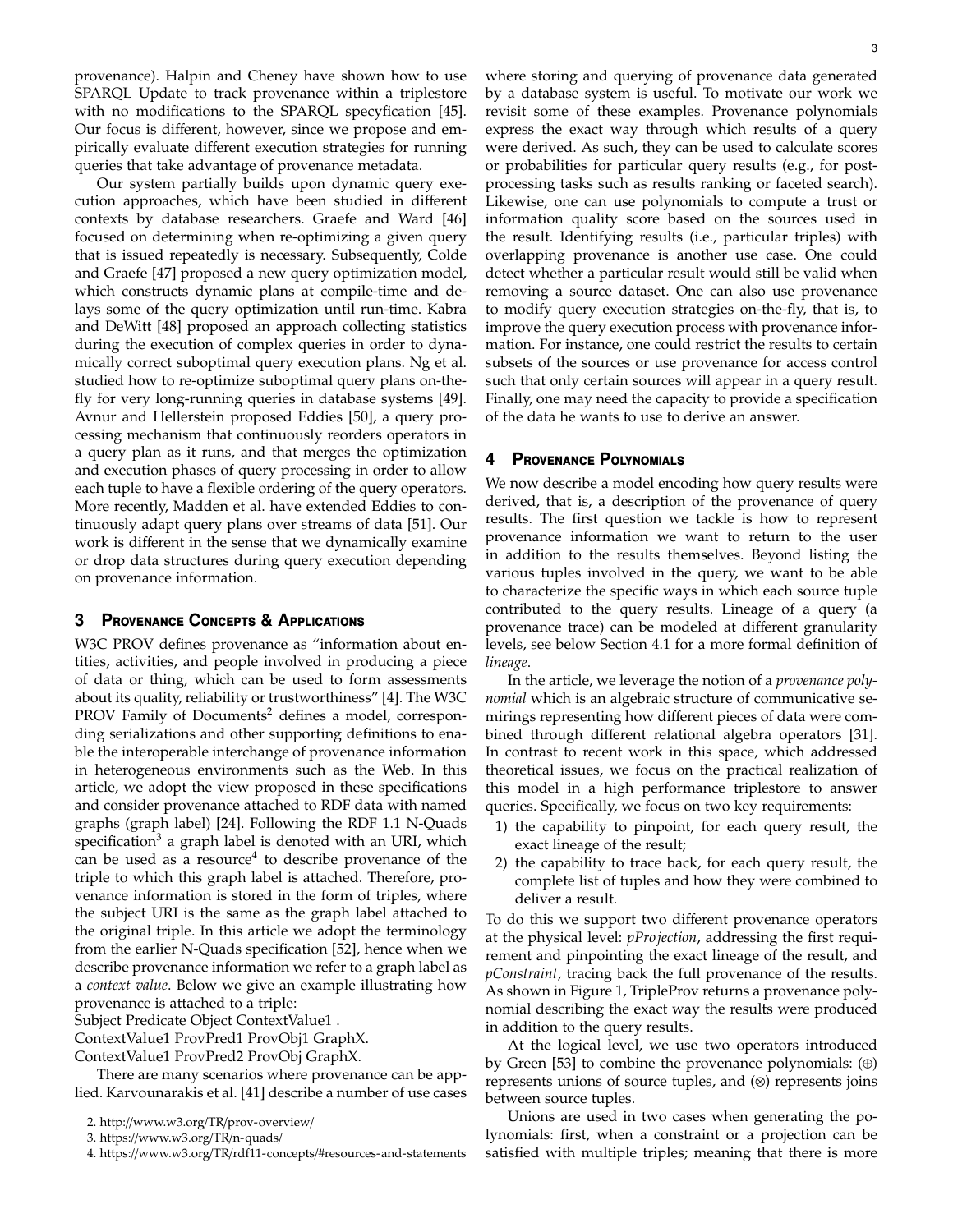provenance). Halpin and Cheney have shown how to use SPARQL Update to track provenance within a triplestore with no modifications to the SPARQL specyfication [45]. Our focus is different, however, since we propose and empirically evaluate different execution strategies for running queries that take advantage of provenance metadata.

Our system partially builds upon dynamic query execution approaches, which have been studied in different contexts by database researchers. Graefe and Ward [46] focused on determining when re-optimizing a given query that is issued repeatedly is necessary. Subsequently, Colde and Graefe [47] proposed a new query optimization model, which constructs dynamic plans at compile-time and delays some of the query optimization until run-time. Kabra and DeWitt [48] proposed an approach collecting statistics during the execution of complex queries in order to dynamically correct suboptimal query execution plans. Ng et al. studied how to re-optimize suboptimal query plans on-the-fly for very long-running queries in database systems [49]. Avnur and Hellerstein proposed Eddies [50], a query processing mechanism that continuously reorders operators in a query plan as it runs, and that merges the optimization and execution phases of query processing in order to allow each tuple to have a flexible ordering of the query operators. More recently, Madden et al. have extended Eddies to continuously adapt query plans over streams of data [51]. Our work is different in the sense that we dynamically examine or drop data structures during query execution depending on provenance information.

## 3 Provenance Concepts & Applications

W3C PROV defines provenance as "information about entities, activities, and people involved in producing a piece of data or thing, which can be used to form assessments about its quality, reliability or trustworthiness" [4]. The W3C PROV Family of Documents[2] defines a model, corresponding serializations and other supporting definitions to enable the interoperable interchange of provenance information in heterogeneous environments such as the Web. In this article, we adopt the view proposed in these specifications and consider provenance attached to RDF data with named graphs (graph label) [24]. Following the RDF 1.1 N-Quads specification[3] a graph label is denoted with an URI, which can be used as a resource[4] to describe provenance of the triple to which this graph label is attached. Therefore, provenance information is stored in the form of triples, where the subject URI is the same as the graph label attached to the original triple. In this article we adopt the terminology from the earlier N-Quads specification [52], hence when we describe provenance information we refer to a graph label as a *context value*. Below we give an example illustrating how provenance is attached to a triple:

Subject Predicate Object ContextValue1 .
ContextValue1 ProvPred1 ProvObj1 GraphX.
ContextValue1 ProvPred2 ProvObj GraphX.

There are many scenarios where provenance can be applied. Karvounarakis et al. [41] describe a number of use cases where storing and querying of provenance data generated by a database system is useful. To motivate our work we revisit some of these examples. Provenance polynomials express the exact way through which results of a query were derived. As such, they can be used to calculate scores or probabilities for particular query results (e.g., for post-processing tasks such as results ranking or faceted search). Likewise, one can use polynomials to compute a trust or information quality score based on the sources used in the result. Identifying results (i.e., particular triples) with overlapping provenance is another use case. One could detect whether a particular result would still be valid when removing a source dataset. One can also use provenance to modify query execution strategies on-the-fly, that is, to improve the query execution process with provenance information. For instance, one could restrict the results to certain subsets of the sources or use provenance for access control such that only certain sources will appear in a query result. Finally, one may need the capacity to provide a specification of the data he wants to use to derive an answer.

## 4 Provenance Polynomials

We now describe a model encoding how query results were derived, that is, a description of the provenance of query results. The first question we tackle is how to represent provenance information we want to return to the user in addition to the results themselves. Beyond listing the various tuples involved in the query, we want to be able to characterize the specific ways in which each source tuple contributed to the query results. Lineage of a query (a provenance trace) can be modeled at different granularity levels, see below Section 4.1 for a more formal definition of *lineage*.

In the article, we leverage the notion of a *provenance polynomial* which is an algebraic structure of communicative semirings representing how different pieces of data were combined through different relational algebra operators [31]. In contrast to recent work in this space, which addressed theoretical issues, we focus on the practical realization of this model in a high performance triplestore to answer queries. Specifically, we focus on two key requirements:

1) the capability to pinpoint, for each query result, the exact lineage of the result;
2) the capability to trace back, for each query result, the complete list of tuples and how they were combined to deliver a result.

To do this we support two different provenance operators at the physical level: *pProjection*, addressing the first requirement and pinpointing the exact lineage of the result, and *pConstraint*, tracing back the full provenance of the results. As shown in Figure 1, TripleProv returns a provenance polynomial describing the exact way the results were produced in addition to the query results.

At the logical level, we use two operators introduced by Green [53] to combine the provenance polynomials: ($\oplus$) represents unions of source tuples, and ($\otimes$) represents joins between source tuples.

Unions are used in two cases when generating the polynomials: first, when a constraint or a projection can be satisfied with multiple triples; meaning that there is more

2. http://www.w3.org/TR/prov-overview/
3. https://www.w3.org/TR/n-quads/
4. https://www.w3.org/TR/rdf11-concepts/#resources-and-statements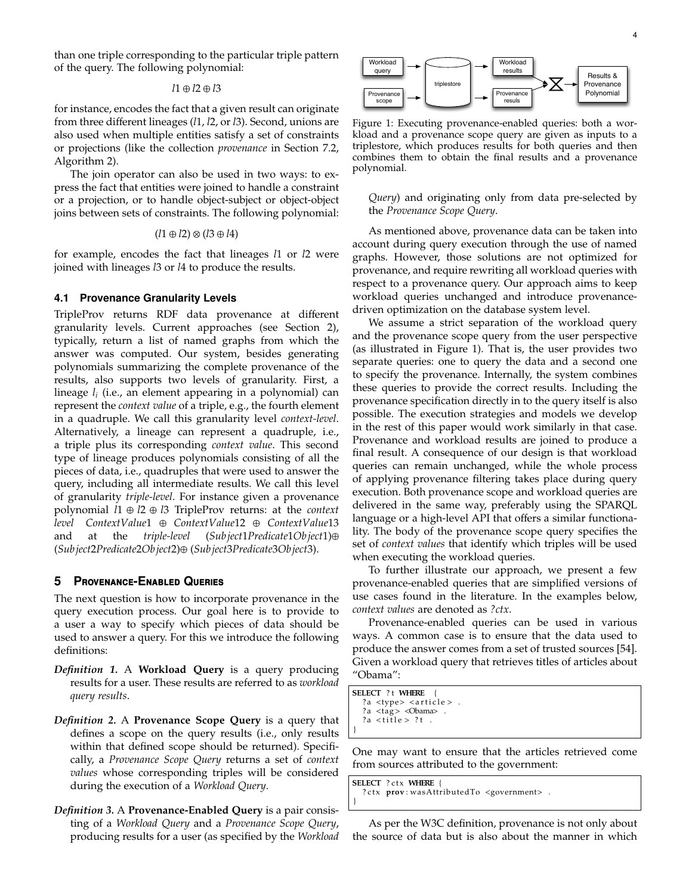than one triple corresponding to the particular triple pattern of the query. The following polynomial:

$$l1 \oplus l2 \oplus l3$$

for instance, encodes the fact that a given result can originate from three different lineages ($l1$, $l2$, or $l3$). Second, unions are also used when multiple entities satisfy a set of constraints or projections (like the collection *provenance* in Section 7.2, Algorithm 2).

The join operator can also be used in two ways: to express the fact that entities were joined to handle a constraint or a projection, or to handle object-subject or object-object joins between sets of constraints. The following polynomial:

$$(l1 \oplus l2) \otimes (l3 \oplus l4)$$

for example, encodes the fact that lineages $l1$ or $l2$ were joined with lineages $l3$ or $l4$ to produce the results.

### 4.1 Provenance Granularity Levels

TripleProv returns RDF data provenance at different granularity levels. Current approaches (see Section 2), typically, return a list of named graphs from which the answer was computed. Our system, besides generating polynomials summarizing the complete provenance of the results, also supports two levels of granularity. First, a lineage $l_i$ (i.e., an element appearing in a polynomial) can represent the *context value* of a triple, e.g., the fourth element in a quadruple. We call this granularity level *context-level*. Alternatively, a lineage can represent a quadruple, i.e., a triple plus its corresponding *context value*. This second type of lineage produces polynomials consisting of all the pieces of data, i.e., quadruples that were used to answer the query, including all intermediate results. We call this level of granularity *triple-level*. For instance given a provenance polynomial $l1 \oplus l2 \oplus l3$ TripleProv returns: at the *context level* $ContextValue1 \oplus ContextValue12 \oplus ContextValue13$ and at the *triple-level* $(Subject1Predicate1Object1) \oplus (Subject2Predicate2Object2) \oplus (Subject3Predicate3Object3)$.

## 5 Provenance-Enabled Queries

The next question is how to incorporate provenance in the query execution process. Our goal here is to provide to a user a way to specify which pieces of data should be used to answer a query. For this we introduce the following definitions:

*Definition 1.* A **Workload Query** is a query producing results for a user. These results are referred to as *workload query results*.

*Definition 2.* A **Provenance Scope Query** is a query that defines a scope on the query results (i.e., only results within that defined scope should be returned). Specifically, a *Provenance Scope Query* returns a set of *context values* whose corresponding triples will be considered during the execution of a *Workload Query*.

*Definition 3.* A **Provenance-Enabled Query** is a pair consisting of a *Workload Query* and a *Provenance Scope Query*, producing results for a user (as specified by the *Workload Query*) and originating only from data pre-selected by the *Provenance Scope Query*.

Figure 1: Executing provenance-enabled queries: both a workload and a provenance scope query are given as inputs to a triplestore, which produces results for both queries and then combines them to obtain the final results and a provenance polynomial.

As mentioned above, provenance data can be taken into account during query execution through the use of named graphs. However, those solutions are not optimized for provenance, and require rewriting all workload queries with respect to a provenance query. Our approach aims to keep workload queries unchanged and introduce provenance-driven optimization on the database system level.

We assume a strict separation of the workload query and the provenance scope query from the user perspective (as illustrated in Figure 1). That is, the user provides two separate queries: one to query the data and a second one to specify the provenance. Internally, the system combines these queries to provide the correct results. Including the provenance specification directly in to the query itself is also possible. The execution strategies and models we develop in the rest of this paper would work similarly in that case. Provenance and workload results are joined to produce a final result. A consequence of our design is that workload queries can remain unchanged, while the whole process of applying provenance filtering takes place during query execution. Both provenance scope and workload queries are delivered in the same way, preferably using the SPARQL language or a high-level API that offers a similar functionality. The body of the provenance scope query specifies the set of *context values* that identify which triples will be used when executing the workload queries.

To further illustrate our approach, we present a few provenance-enabled queries that are simplified versions of use cases found in the literature. In the examples below, *context values* are denoted as *?ctx*.

Provenance-enabled queries can be used in various ways. A common case is to ensure that the data used to produce the answer comes from a set of trusted sources [54]. Given a workload query that retrieves titles of articles about "Obama":

```
SELECT ?t WHERE {
  ?a <type> <article> .
  ?a <tag> <Obama> .
  ?a <title> ?t .
}
```

One may want to ensure that the articles retrieved come from sources attributed to the government:

```
SELECT ?ctx WHERE {
  ?ctx prov:wasAttributedTo <government> .
}
```

As per the W3C definition, provenance is not only about the source of data but is also about the manner in which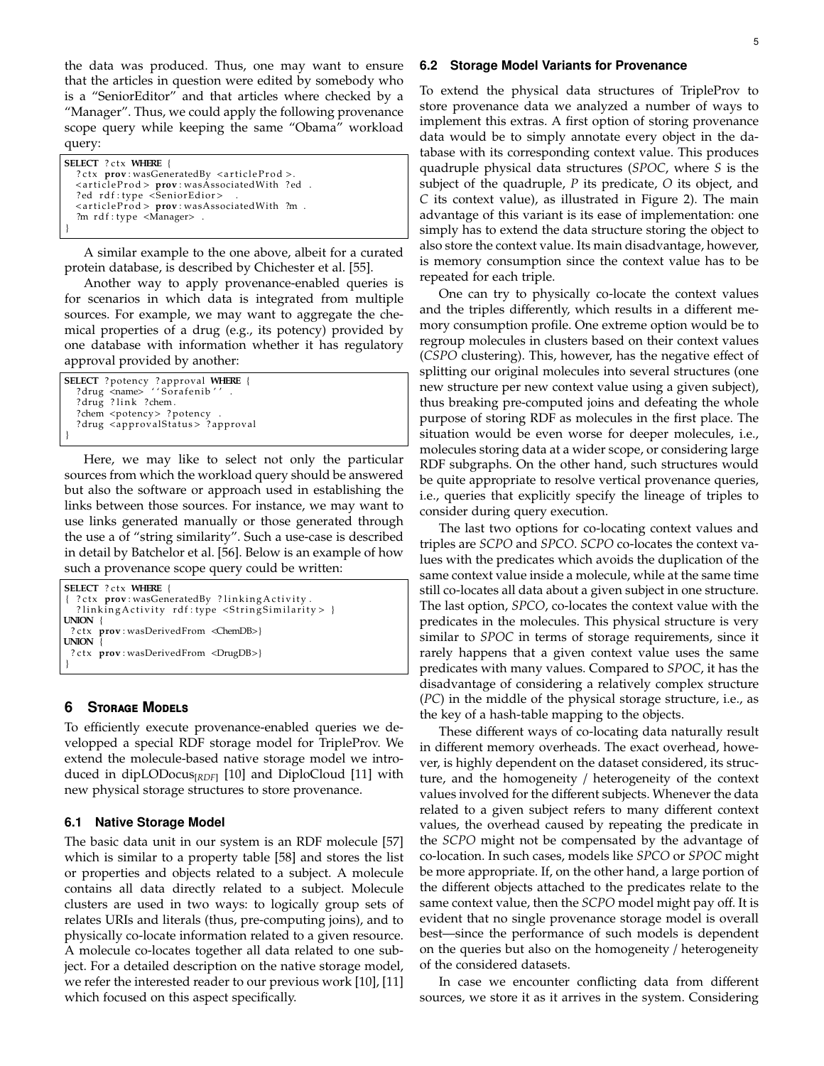the data was produced. Thus, one may want to ensure that the articles in question were edited by somebody who is a "SeniorEditor" and that articles where checked by a "Manager". Thus, we could apply the following provenance scope query while keeping the same "Obama" workload query:

```
SELECT ?ctx WHERE {
  ?ctx prov:wasGeneratedBy <articleProd>.
  <articleProd> prov:wasAssociatedWith ?ed .
  ?ed rdf:type <SeniorEdior> .
  <articleProd> prov:wasAssociatedWith ?m .
  ?m rdf:type <Manager> .
}
```

A similar example to the one above, albeit for a curated protein database, is described by Chichester et al. [55].

Another way to apply provenance-enabled queries is for scenarios in which data is integrated from multiple sources. For example, we may want to aggregate the chemical properties of a drug (e.g., its potency) provided by one database with information whether it has regulatory approval provided by another:

```
SELECT ?potency ?approval WHERE {
  ?drug <name> ''Sorafenib'' .
  ?drug ?link ?chem.
  ?chem <potency> ?potency .
  ?drug <approvalStatus> ?approval
}
```

Here, we may like to select not only the particular sources from which the workload query should be answered but also the software or approach used in establishing the links between those sources. For instance, we may want to use links generated manually or those generated through the use a of "string similarity". Such a use-case is described in detail by Batchelor et al. [56]. Below is an example of how such a provenance scope query could be written:

```
SELECT ?ctx WHERE {
{ ?ctx prov:wasGeneratedBy ?linkingActivity.
  ?linkingActivity rdf:type <StringSimilarity> }
UNION {
 ?ctx prov:wasDerivedFrom <ChemDB>}
UNION {
 ?ctx prov:wasDerivedFrom <DrugDB>}
}
```

## 6 Storage Models

To efficiently execute provenance-enabled queries we developped a special RDF storage model for TripleProv. We extend the molecule-based native storage model we introduced in dipLODocus$_{[RDF]}$ [10] and DiploCloud [11] with new physical structures to store provenance.

### 6.1 Native Storage Model

The basic data unit in our system is an RDF molecule [57] which is similar to a property table [58] and stores the list or properties and objects related to a subject. A molecule contains all data directly related to a subject. Molecule clusters are used in two ways: to logically group sets of relates URIs and literals (thus, pre-computing joins), and to physically co-locate information related to a given resource. A molecule co-locates together all data related to one subject. For a detailed description on the native storage model, we refer the interested reader to our previous work [10], [11] which focused on this aspect specifically.

### 6.2 Storage Model Variants for Provenance

To extend the physical data structures of TripleProv to store provenance data we analyzed a number of ways to implement this extras. A first option of storing provenance data would be to simply annotate every object in the database with its corresponding context value. This produces quadruple physical data structures (*SPOC*, where *S* is the subject of the quadruple, *P* its predicate, *O* its object, and *C* its context value), as illustrated in Figure 2). The main advantage of this variant is its ease of implementation: one simply has to extend the data structure storing the object to also store the context value. Its main disadvantage, however, is memory consumption since the context value has to be repeated for each triple.

One can try to physically co-locate the context values and the triples differently, which results in a different memory consumption profile. One extreme option would be to regroup molecules in clusters based on their context values (*CSPO* clustering). This, however, has the negative effect of splitting our original molecules into several structures (one new structure per new context value using a given subject), thus breaking pre-computed joins and defeating the whole purpose of storing RDF as molecules in the first place. The situation would be even worse for deeper molecules, i.e., molecules storing data at a wider scope, or considering large RDF subgraphs. On the other hand, such structures would be quite appropriate to resolve vertical provenance queries, i.e., queries that explicitly specify the lineage of triples to consider during query execution.

The last two options for co-locating context values and triples are *SCPO* and *SPCO*. *SCPO* co-locates the context values with the predicates which avoids the duplication of the same context value inside a molecule, while at the same time still co-locates all data about a given subject in one structure. The last option, *SPCO*, co-locates the context value with the predicates in the molecules. This physical structure is very similar to *SPOC* in terms of storage requirements, since it rarely happens that a given context value uses the same predicates with many values. Compared to *SPOC*, it has the disadvantage of considering a relatively complex structure (*PC*) in the middle of the physical storage structure, i.e., as the key of a hash-table mapping to the objects.

These different ways of co-locating data naturally result in different memory overheads. The exact overhead, however, is highly dependent on the dataset considered, its structure, and the homogeneity / heterogeneity of the context values involved for the different subjects. Whenever the data related to a given subject refers to many different context values, the overhead caused by repeating the predicate in the *SCPO* might not be compensated by the advantage of co-location. In such cases, models like *SPCO* or *SPOC* might be more appropriate. If, on the other hand, a large portion of the different objects attached to the predicates relate to the same context value, then the *SCPO* model might pay off. It is evident that no single provenance storage model is overall best—since the performance of such models is dependent on the queries but also on the homogeneity / heterogeneity of the considered datasets.

In case we encounter conflicting data from different sources, we store it as it arrives in the system. Considering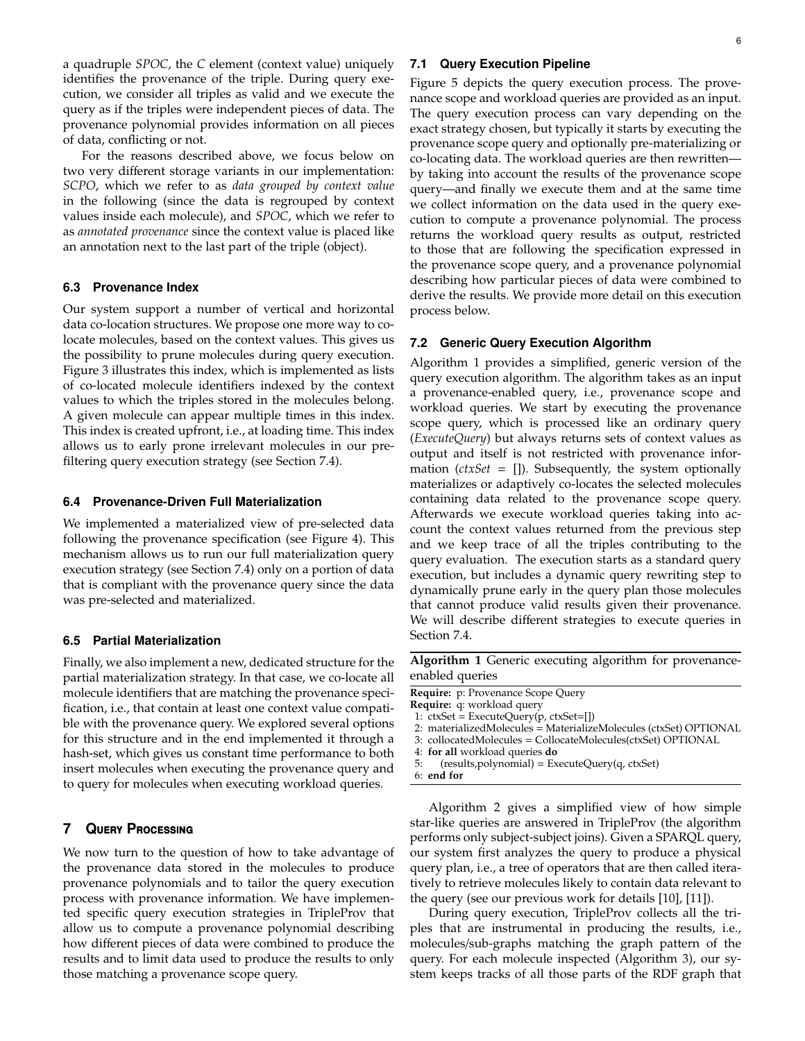a quadruple *SPOC*, the *C* element (context value) uniquely identifies the provenance of the triple. During query execution, we consider all triples as valid and we execute the query as if the triples were independent pieces of data. The provenance polynomial provides information on all pieces of data, conflicting or not.

For the reasons described above, we focus below on two very different storage variants in our implementation: *SCPO*, which we refer to as *data grouped by context value* in the following (since the data is regrouped by context values inside each molecule), and *SPOC*, which we refer to as *annotated provenance* since the context value is placed like an annotation next to the last part of the triple (object).

### 6.3 Provenance Index

Our system support a number of vertical and horizontal data co-location structures. We propose one more way to co-locate molecules, based on the context values. This gives us the possibility to prune molecules during query execution. Figure 3 illustrates this index, which is implemented as lists of co-located molecule identifiers indexed by the context values to which the triples stored in the molecules belong. A given molecule can appear multiple times in this index. This index is created upfront, i.e., at loading time. This index allows us to early prone irrelevant molecules in our pre-filtering query execution strategy (see Section 7.4).

### 6.4 Provenance-Driven Full Materialization

We implemented a materialized view of pre-selected data following the provenance specification (see Figure 4). This mechanism allows us to run our full materialization query execution strategy (see Section 7.4) only on a portion of data that is compliant with the provenance query since the data was pre-selected and materialized.

### 6.5 Partial Materialization

Finally, we also implement a new, dedicated structure for the partial materialization strategy. In that case, we co-locate all molecule identifiers that are matching the provenance specification, i.e., that contain at least one context value compatible with the provenance query. We explored several options for this structure and in the end implemented it through a hash-set, which gives us constant time performance to both insert molecules when executing the provenance query and to query for molecules when executing workload queries.

## 7 Query Processing

We now turn to the question of how to take advantage of the provenance data stored in the molecules to produce provenance polynomials and to tailor the query execution process with provenance information. We have implemented specific query execution strategies in TripleProv that allow us to compute a provenance polynomial describing how different pieces of data were combined to produce the results and to limit data used to produce the results to only those matching a provenance scope query.

### 7.1 Query Execution Pipeline

Figure 5 depicts the query execution process. The provenance scope and workload queries are provided as an input. The query execution process can vary depending on the exact strategy chosen, but typically it starts by executing the provenance scope query and optionally pre-materializing or co-locating data. The workload queries are then rewritten—by taking into account the results of the provenance scope query—and finally we execute them and at the same time we collect information on the data used in the query execution to compute a provenance polynomial. The process returns the workload query results as output, restricted to those that are following the specification expressed in the provenance scope query, and a provenance polynomial describing how particular pieces of data were combined to derive the results. We provide more detail on this execution process below.

### 7.2 Generic Query Execution Algorithm

Algorithm 1 provides a simplified, generic version of the query execution algorithm. The algorithm takes as an input a provenance-enabled query, i.e., provenance scope and workload queries. We start by executing the provenance scope query, which is processed like an ordinary query (*ExecuteQuery*) but always returns sets of context values as output and itself is not restricted with provenance information (*ctxSet* = []). Subsequently, the system optionally materializes or adaptively co-locates the selected molecules containing data related to the provenance scope query. Afterwards we execute workload queries taking into account the context values returned from the previous step and we keep trace of all the triples contributing to the query evaluation. The execution starts as a standard query execution, but includes a dynamic query rewriting step to dynamically prune early in the query plan those molecules that cannot produce valid results given their provenance. We will describe different strategies to execute queries in Section 7.4.

**Algorithm 1** Generic executing algorithm for provenance-enabled queries

**Require:** p: Provenance Scope Query
**Require:** q: workload query

```
1: ctxSet = ExecuteQuery(p, ctxSet=[])
2: materializedMolecules = MaterializeMolecules (ctxSet) OPTIONAL
3: collocatedMolecules = CollocateMolecules(ctxSet) OPTIONAL
4: for all workload queries do
5:     (results,polynomial) = ExecuteQuery(q, ctxSet)
6: end for
```

Algorithm 2 gives a simplified view of how simple star-like queries are answered in TripleProv (the algorithm performs only subject-subject joins). Given a SPARQL query, our system first analyzes the query to produce a physical query plan, i.e., a tree of operators that are then called iteratively to retrieve molecules likely to contain data relevant to the query (see our previous work for details [10], [11]).

During query execution, TripleProv collects all the triples that are instrumental in producing the results, i.e., molecules/sub-graphs matching the graph pattern of the query. For each molecule inspected (Algorithm 3), our system keeps tracks of all those parts of the RDF graph that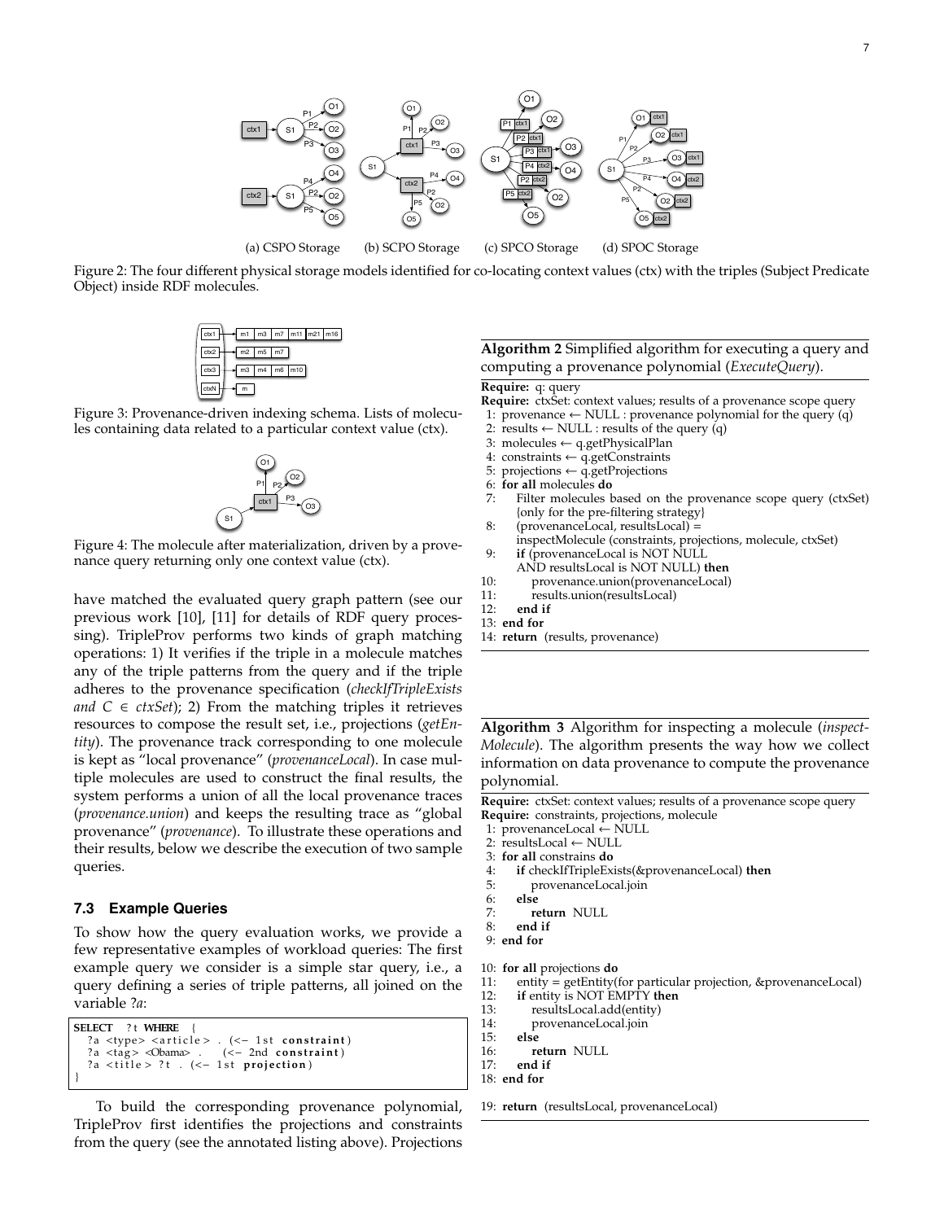(a) CSPO Storage (b) SCPO Storage (c) SPCO Storage (d) SPOC Storage

Figure 2: The four different physical storage models identified for co-locating context values (ctx) with the triples (Subject Predicate Object) inside RDF molecules.

Figure 3: Provenance-driven indexing schema. Lists of molecules containing data related to a particular context value (ctx).

Figure 4: The molecule after materialization, driven by a provenance query returning only one context value (ctx).

have matched the evaluated query graph pattern (see our previous work [10], [11] for details of RDF query processing). TripleProv performs two kinds of graph matching operations: 1) It verifies if the triple in a molecule matches any of the triple patterns from the query and if the triple adheres to the provenance specification (*checkIfTripleExists and* $C \in ctxSet$); 2) From the matching triples it retrieves resources to compose the result set, i.e., projections (*getEntity*). The provenance track corresponding to one molecule is kept as "local provenance" (*provenanceLocal*). In case multiple molecules are used to construct the final results, the system performs a union of all the local provenance traces (*provenance.union*) and keeps the resulting trace as "global provenance" (*provenance*). To illustrate these operations and their results, below we describe the execution of two sample queries.

### 7.3 Example Queries

To show how the query evaluation works, we provide a few representative examples of workload queries: The first example query we consider is a simple star query, i.e., a query defining a series of triple patterns, all joined on the variable *?a*:

```
SELECT ?t WHERE {
  ?a <type> <article> . (<- 1st constraint)
  ?a <tag> <Obama> .    (<- 2nd constraint)
  ?a <title> ?t . (<- 1st projection)
}
```

To build the corresponding provenance polynomial, TripleProv first identifies the projections and constraints from the query (see the annotated listing above). Projections

**Algorithm 2** Simplified algorithm for executing a query and computing a provenance polynomial (*ExecuteQuery*).

```
Require: q: query
Require: ctxSet: context values; results of a provenance scope query
 1: provenance ← NULL : provenance polynomial for the query (q)
 2: results ← NULL : results of the query (q)
 3: molecules ← q.getPhysicalPlan
 4: constraints ← q.getConstraints
 5: projections ← q.getProjections
 6: for all molecules do
 7:    Filter molecules based on the provenance scope query (ctxSet)
       {only for the pre-filtering strategy}
 8:    (provenanceLocal, resultsLocal) =
       inspectMolecule (constraints, projections, molecule, ctxSet)
 9:    if (provenanceLocal is NOT NULL
       AND resultsLocal is NOT NULL) then
10:       provenance.union(provenanceLocal)
11:       results.union(resultsLocal)
12:    end if
13: end for
14: return (results, provenance)
```

**Algorithm 3** Algorithm for inspecting a molecule (*inspectMolecule*). The algorithm presents the way how we collect information on data provenance to compute the provenance polynomial.

```
Require: ctxSet: context values; results of a provenance scope query
Require: constraints, projections, molecule
 1: provenanceLocal ← NULL
 2: resultsLocal ← NULL
 3: for all constrains do
 4:    if checkIfTripleExists(&provenanceLocal) then
 5:       provenanceLocal.join
 6:    else
 7:       return NULL
 8:    end if
 9: end for

10: for all projections do
11:    entity = getEntity(for particular projection, &provenanceLocal)
12:    if entity is NOT EMPTY then
13:       resultsLocal.add(entity)
14:       provenanceLocal.join
15:    else
16:       return NULL
17:    end if
18: end for

19: return (resultsLocal, provenanceLocal)
```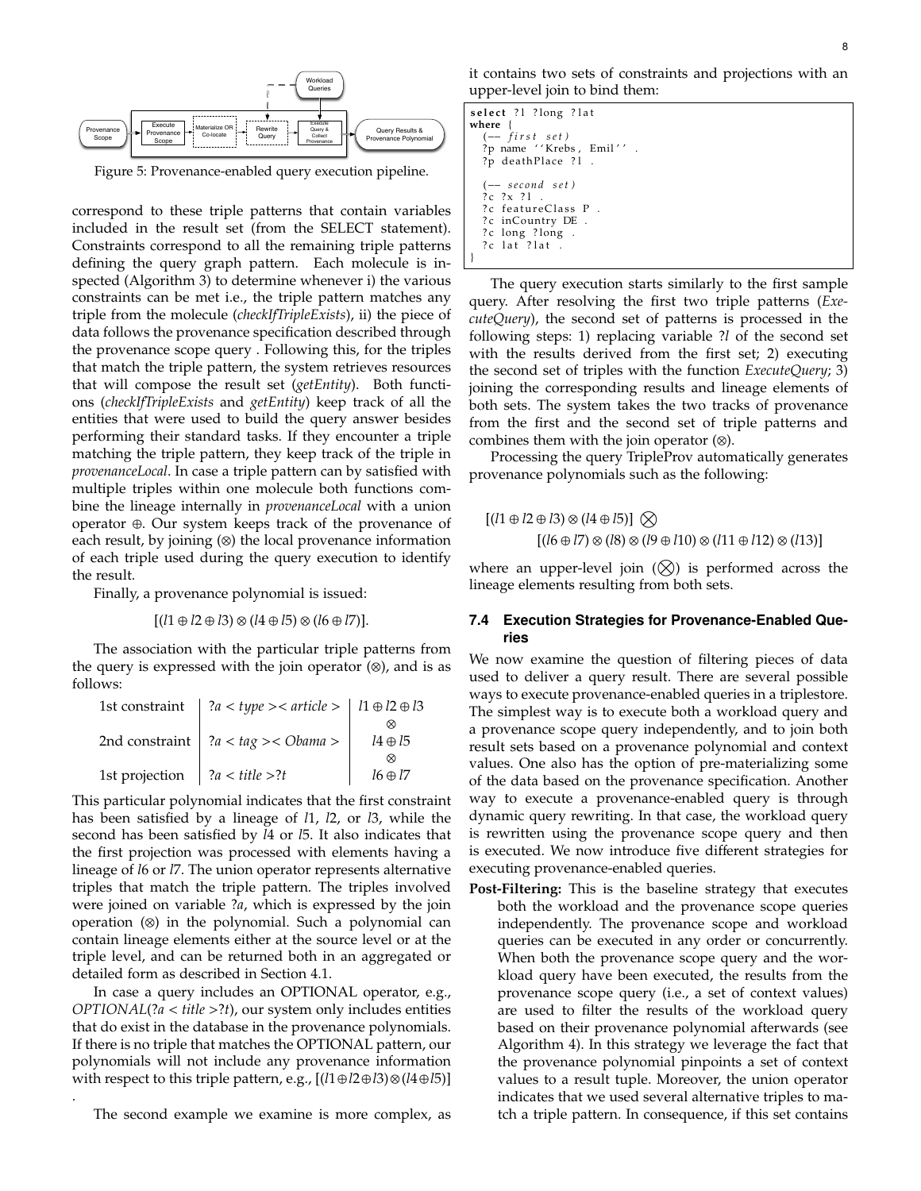Figure 5: Provenance-enabled query execution pipeline.

correspond to these triple patterns that contain variables included in the result set (from the SELECT statement). Constraints correspond to all the remaining triple patterns defining the query graph pattern. Each molecule is inspected (Algorithm 3) to determine whenever i) the various constraints can be met i.e., the triple pattern matches any triple from the molecule (*checkIfTripleExists*), ii) the piece of data follows the provenance specification described through the provenance scope query . Following this, for the triples that match the triple pattern, the system retrieves resources that will compose the result set (*getEntity*). Both functions (*checkIfTripleExists* and *getEntity*) keep track of all the entities that were used to build the query answer besides performing their standard tasks. If they encounter a triple matching the triple pattern, they keep track of the triple in *provenanceLocal*. In case a triple pattern can by satisfied with multiple triples within one molecule both functions combine the lineage internally in *provenanceLocal* with a union operator $\oplus$. Our system keeps track of the provenance of each result, by joining ($\otimes$) the local provenance information of each triple used during the query execution to identify the result.

Finally, a provenance polynomial is issued:

$$[(l1 \oplus l2 \oplus l3) \otimes (l4 \oplus l5) \otimes (l6 \oplus l7)].$$

The association with the particular triple patterns from the query is expressed with the join operator ($\otimes$), and is as follows:

| | | |
|---|---|---|
| 1st constraint | $?a <type><article>$ | $l1 \oplus l2 \oplus l3$ |
| | | $\otimes$ |
| 2nd constraint | $?a <tag><Obama>$ | $l4 \oplus l5$ |
| | | $\otimes$ |
| 1st projection | $?a <title> ?t$ | $l6 \oplus l7$ |

This particular polynomial indicates that the first constraint has been satisfied by a lineage of $l1$, $l2$, or $l3$, while the second has been satisfied by $l4$ or $l5$. It also indicates that the first projection was processed with elements having a lineage of $l6$ or $l7$. The union operator represents alternative triples that match the triple pattern. The triples involved were joined on variable $?a$, which is expressed by the join operation ($\otimes$) in the polynomial. Such a polynomial can contain lineage elements either at the source level or at the triple level, and can be returned both in an aggregated or detailed form as described in Section 4.1.

In case a query includes an OPTIONAL operator, e.g., *OPTIONAL*($?a <title> ?t$), our system only includes entities that do exist in the database in the provenance polynomials. If there is no triple that matches the OPTIONAL pattern, our polynomials will not include any provenance information with respect to this triple pattern, e.g., $[(l1 \oplus l2 \oplus l3) \otimes (l4 \oplus l5)]$ .

The second example we examine is more complex, as it contains two sets of constraints and projections with an upper-level join to bind them:

```
select ?l ?long ?lat
where {
  (-- first set)
  ?p name ''Krebs, Emil'' .
  ?p deathPlace ?l .

  (-- second set)
  ?c ?x ?l .
  ?c featureClass P .
  ?c inCountry DE .
  ?c long ?long .
  ?c lat ?lat .
}
```

The query execution starts similarly to the first sample query. After resolving the first two triple patterns (*ExecuteQuery*), the second set of patterns is processed in the following steps: 1) replacing variable $?l$ of the second set with the results derived from the first set; 2) executing the second set of triples with the function *ExecuteQuery*; 3) joining the corresponding results and lineage elements of both sets. The system takes the two tracks of provenance from the first and the second set of triple patterns and combines them with the join operator ($\otimes$).

Processing the query TripleProv automatically generates provenance polynomials such as the following:

$$[(l1 \oplus l2 \oplus l3) \otimes (l4 \oplus l5)] \bigotimes$$
$$[(l6 \oplus l7) \otimes (l8) \otimes (l9 \oplus l10) \otimes (l11 \oplus l12) \otimes (l13)]$$

where an upper-level join ($\bigotimes$) is performed across the lineage elements resulting from both sets.

### 7.4 Execution Strategies for Provenance-Enabled Queries

We now examine the question of filtering pieces of data used to deliver a query result. There are several possible ways to execute provenance-enabled queries in a triplestore. The simplest way is to execute both a workload query and a provenance scope query independently, and to join both result sets based on a provenance polynomial and context values. One also has the option of pre-materializing some of the data based on the provenance specification. Another way to execute a provenance-enabled query is through dynamic query rewriting. In that case, the workload query is rewritten using the provenance scope query and then is executed. We now introduce five different strategies for executing provenance-enabled queries.

**Post-Filtering:** This is the baseline strategy that executes both the workload and the provenance scope queries independently. The provenance scope and workload queries can be executed in any order or concurrently. When both the provenance scope query and the workload query have been executed, the results from the provenance scope query (i.e., a set of context values) are used to filter the results of the workload query based on their provenance polynomial afterwards (see Algorithm 4). In this strategy we leverage the fact that the provenance polynomial pinpoints a set of context values to a result tuple. Moreover, the union operator indicates that we used several alternative triples to match a triple pattern. In consequence, if this set contains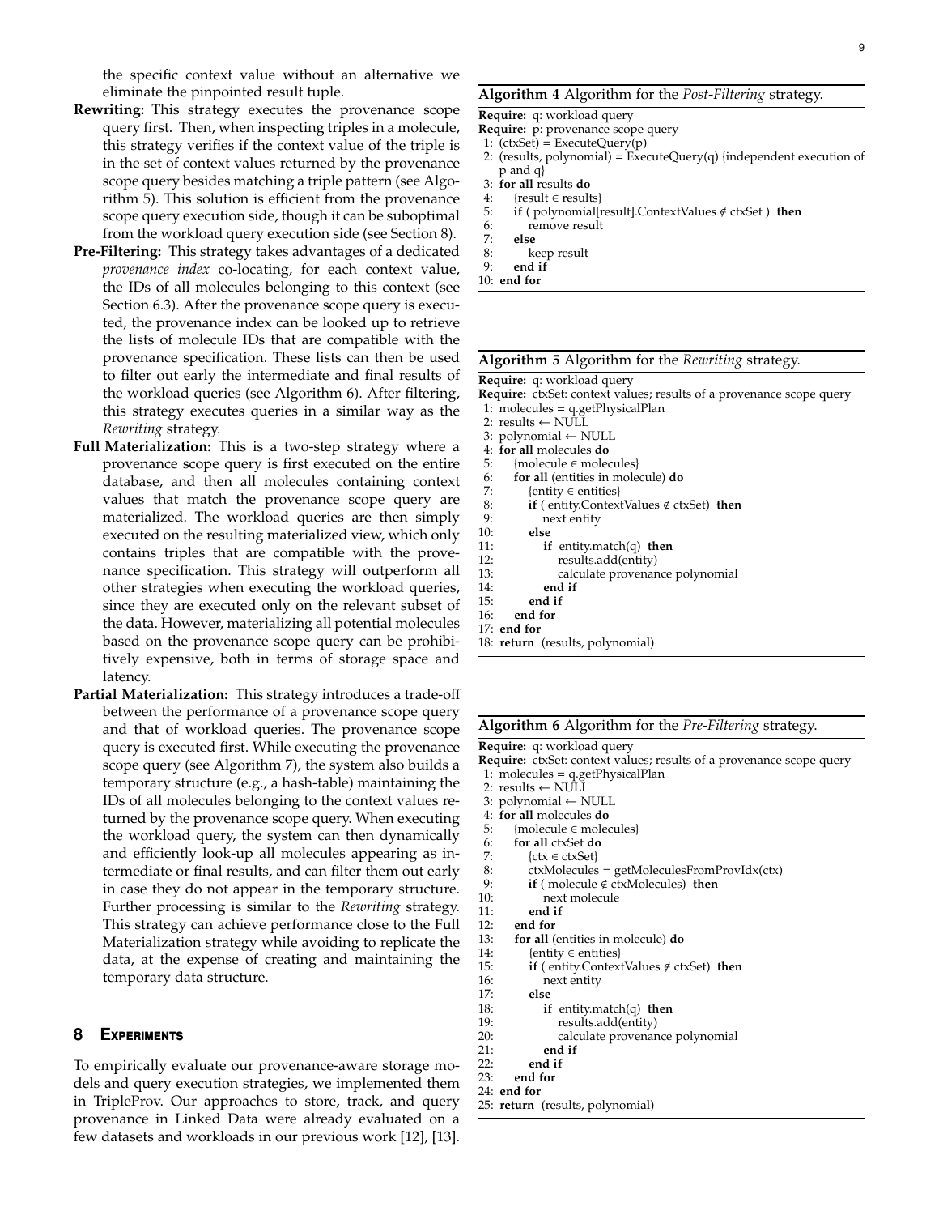the specific context value without an alternative we eliminate the pinpointed result tuple.

**Rewriting:** This strategy executes the provenance scope query first. Then, when inspecting triples in a molecule, this strategy verifies if the context value of the triple is in the set of context values returned by the provenance scope query besides matching a triple pattern (see Algorithm 5). This solution is efficient from the provenance scope query execution side, though it can be suboptimal from the workload query execution side (see Section 8).

**Pre-Filtering:** This strategy takes advantages of a dedicated *provenance index* co-locating, for each context value, the IDs of all molecules belonging to this context (see Section 6.3). After the provenance scope query is executed, the provenance index can be looked up to retrieve the lists of molecule IDs that are compatible with the provenance specification. These lists can then be used to filter out early the intermediate and final results of the workload queries (see Algorithm 6). After filtering, this strategy executes queries in a similar way as the *Rewriting* strategy.

**Full Materialization:** This is a two-step strategy where a provenance scope query is first executed on the entire database, and then all molecules containing context values that match the provenance scope query are materialized. The workload queries are then simply executed on the resulting materialized view, which only contains triples that are compatible with the provenance specification. This strategy will outperform all other strategies when executing the workload queries, since they are executed only on the relevant subset of the data. However, materializing all potential molecules based on the provenance scope query can be prohibitively expensive, both in terms of storage space and latency.

**Partial Materialization:** This strategy introduces a trade-off between the performance of a provenance scope query and that of workload queries. The provenance scope query is executed first. While executing the provenance scope query (see Algorithm 7), the system also builds a temporary structure (e.g., a hash-table) maintaining the IDs of all molecules belonging to the context values returned by the provenance scope query. When executing the workload query, the system can then dynamically and efficiently look-up all molecules appearing as intermediate or final results, and can filter them out early in case they do not appear in the temporary structure. Further processing is similar to the *Rewriting* strategy. This strategy can achieve performance close to the Full Materialization strategy while avoiding to replicate the data, at the expense of creating and maintaining the temporary data structure.

## 8 Experiments

To empirically evaluate our provenance-aware storage models and query execution strategies, we implemented them in TripleProv. Our approaches to store, track, and query provenance in Linked Data were already evaluated on a few datasets and workloads in our previous work [12], [13].

**Algorithm 4** Algorithm for the *Post-Filtering* strategy.

```
Require: q: workload query
Require: p: provenance scope query
 1: (ctxSet) = ExecuteQuery(p)
 2: (results, polynomial) = ExecuteQuery(q) {independent execution of p and q}
 3: for all results do
 4:   {result ∈ results}
 5:   if ( polynomial[result].ContextValues ∉ ctxSet ) then
 6:     remove result
 7:   else
 8:     keep result
 9:   end if
10: end for
```

**Algorithm 5** Algorithm for the *Rewriting* strategy.

```
Require: q: workload query
Require: ctxSet: context values; results of a provenance scope query
 1: molecules = q.getPhysicalPlan
 2: results ← NULL
 3: polynomial ← NULL
 4: for all molecules do
 5:   {molecule ∈ molecules}
 6:   for all (entities in molecule) do
 7:     {entity ∈ entities}
 8:     if ( entity.ContextValues ∉ ctxSet) then
 9:       next entity
10:     else
11:       if entity.match(q) then
12:         results.add(entity)
13:         calculate provenance polynomial
14:       end if
15:     end if
16:   end for
17: end for
18: return (results, polynomial)
```

**Algorithm 6** Algorithm for the *Pre-Filtering* strategy.

```
Require: q: workload query
Require: ctxSet: context values; results of a provenance scope query
 1: molecules = q.getPhysicalPlan
 2: results ← NULL
 3: polynomial ← NULL
 4: for all molecules do
 5:   {molecule ∈ molecules}
 6:   for all ctxSet do
 7:     {ctx ∈ ctxSet}
 8:     ctxMolecules = getMoleculesFromProvIdx(ctx)
 9:     if ( molecule ∉ ctxMolecules) then
10:       next molecule
11:     end if
12:   end for
13:   for all (entities in molecule) do
14:     {entity ∈ entities}
15:     if ( entity.ContextValues ∉ ctxSet) then
16:       next entity
17:     else
18:       if entity.match(q) then
19:         results.add(entity)
20:         calculate provenance polynomial
21:       end if
22:     end if
23:   end for
24: end for
25: return (results, polynomial)
```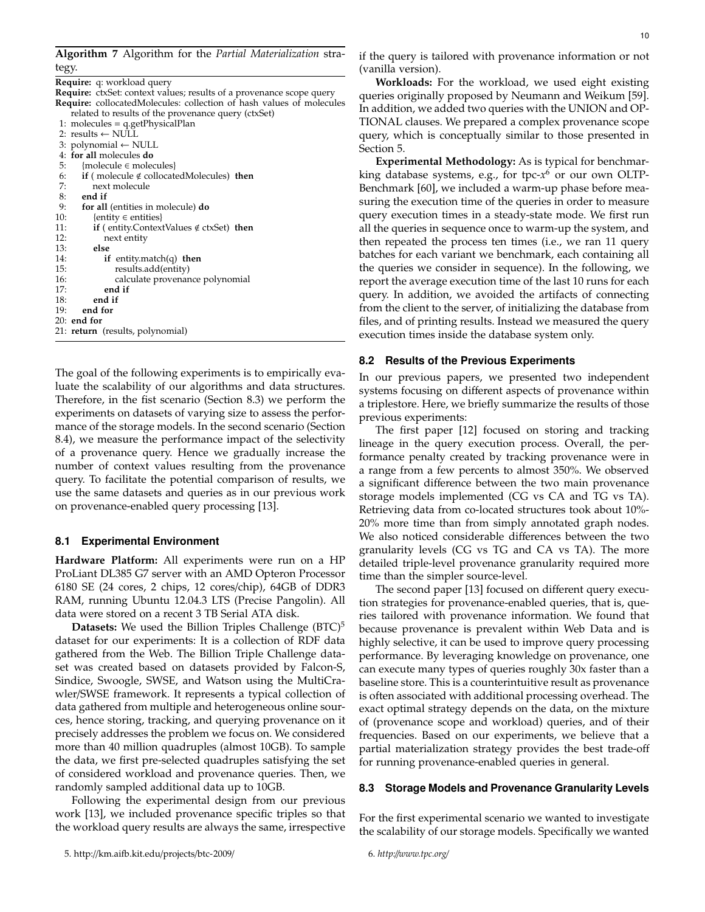**Algorithm 7** Algorithm for the *Partial Materialization* strategy.

```
Require: q: workload query
Require: ctxSet: context values; results of a provenance scope query
Require: collocatedMolecules: collection of hash values of molecules
    related to results of the provenance query (ctxSet)
 1: molecules = q.getPhysicalPlan
 2: results ← NULL
 3: polynomial ← NULL
 4: for all molecules do
 5:   {molecule ∈ molecules}
 6:   if ( molecule ∉ collocatedMolecules) then
 7:     next molecule
 8:   end if
 9:   for all (entities in molecule) do
10:     {entity ∈ entities}
11:     if ( entity.ContextValues ∉ ctxSet) then
12:       next entity
13:     else
14:       if entity.match(q) then
15:         results.add(entity)
16:         calculate provenance polynomial
17:       end if
18:     end if
19:   end for
20: end for
21: return (results, polynomial)
```

The goal of the following experiments is to empirically evaluate the scalability of our algorithms and data structures. Therefore, in the fist scenario (Section 8.3) we perform the experiments on datasets of varying size to assess the performance of the storage models. In the second scenario (Section 8.4), we measure the performance impact of the selectivity of a provenance query. Hence we gradually increase the number of context values resulting from the provenance query. To facilitate the potential comparison of results, we use the same datasets and queries as in our previous work on provenance-enabled query processing [13].

### 8.1 Experimental Environment

**Hardware Platform:** All experiments were run on a HP ProLiant DL385 G7 server with an AMD Opteron Processor 6180 SE (24 cores, 2 chips, 12 cores/chip), 64GB of DDR3 RAM, running Ubuntu 12.04.3 LTS (Precise Pangolin). All data were stored on a recent 3 TB Serial ATA disk.

**Datasets:** We used the Billion Triples Challenge (BTC)[5] dataset for our experiments: It is a collection of RDF data gathered from the Web. The Billion Triple Challenge dataset was created based on datasets provided by Falcon-S, Sindice, Swoogle, SWSE, and Watson using the MultiCrawler/SWSE framework. It represents a typical collection of data gathered from multiple and heterogeneous online sources, hence storing, tracking, and querying provenance on it precisely addresses the problem we focus on. We considered more than 40 million quadruples (almost 10GB). To sample the data, we first pre-selected quadruples satisfying the set of considered workload and provenance queries. Then, we randomly sampled additional data up to 10GB.

Following the experimental design from our previous work [13], we included provenance specific triples so that the workload query results are always the same, irrespective if the query is tailored with provenance information or not (vanilla version).

**Workloads:** For the workload, we used eight existing queries originally proposed by Neumann and Weikum [59]. In addition, we added two queries with the UNION and OPTIONAL clauses. We prepared a complex provenance scope query, which is conceptually similar to those presented in Section 5.

**Experimental Methodology:** As is typical for benchmarking database systems, e.g., for tpc-$x$[6] or our own OLTP-Benchmark [60], we included a warm-up phase before measuring the execution time of the queries in order to measure query execution times in a steady-state mode. We first run all the queries in sequence once to warm-up the system, and then repeated the process ten times (i.e., we ran 11 query batches for each variant we benchmark, each containing all the queries we consider in sequence). In the following, we report the average execution time of the last 10 runs for each query. In addition, we avoided the artifacts of connecting from the client to the server, of initializing the database from files, and of printing results. Instead we measured the query execution times inside the database system only.

### 8.2 Results of the Previous Experiments

In our previous papers, we presented two independent systems focusing on different aspects of provenance within a triplestore. Here, we briefly summarize the results of those previous experiments:

The first paper [12] focused on storing and tracking lineage in the query execution process. Overall, the performance penalty created by tracking provenance were in a range from a few percents to almost 350%. We observed a significant difference between the two main provenance storage models implemented (CG vs CA and TG vs TA). Retrieving data from co-located structures took about 10%-20% more time than from simply annotated graph nodes. We also noticed considerable differences between the two granularity levels (CG vs TG and CA vs TA). The more detailed triple-level provenance granularity required more time than the simpler source-level.

The second paper [13] focused on different query execution strategies for provenance-enabled queries, that is, queries tailored with provenance information. We found that because provenance is prevalent within Web Data and is highly selective, it can be used to improve query processing performance. By leveraging knowledge on provenance, one can execute many types of queries roughly 30x faster than a baseline store. This is a counterintuitive result as provenance is often associated with additional processing overhead. The exact optimal strategy depends on the data, on the mixture of (provenance scope and workload) queries, and of their frequencies. Based on our experiments, we believe that a partial materialization strategy provides the best trade-off for running provenance-enabled queries in general.

### 8.3 Storage Models and Provenance Granularity Levels

For the first experimental scenario we wanted to investigate the scalability of our storage models. Specifically we wanted

5. http://km.aifb.kit.edu/projects/btc-2009/

6. *http://www.tpc.org/*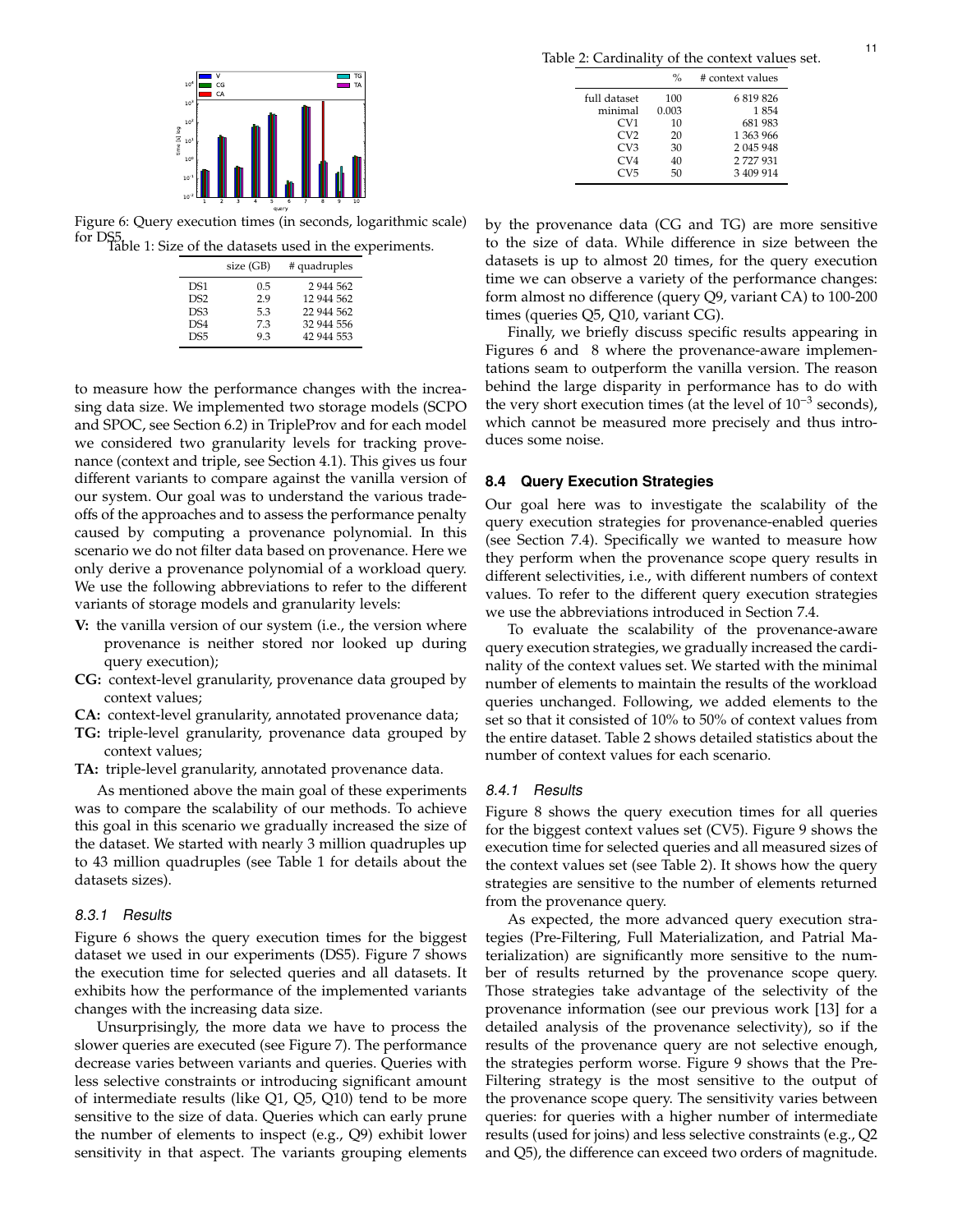Figure 6: Query execution times (in seconds, logarithmic scale) for DS5.

Table 1: Size of the datasets used in the experiments.

| | size (GB) | # quadruples |
|---|---|---|
| DS1 | 0.5 | 2 944 562 |
| DS2 | 2.9 | 12 944 562 |
| DS3 | 5.3 | 22 944 562 |
| DS4 | 7.3 | 32 944 556 |
| DS5 | 9.3 | 42 944 553 |

to measure how the performance changes with the increasing data size. We implemented two storage models (SCPO and SPOC, see Section 6.2) in TripleProv and for each model we considered two granularity levels for tracking provenance (context and triple, see Section 4.1). This gives us four different variants to compare against the vanilla version of our system. Our goal was to understand the various trade-offs of the approaches and to assess the performance penalty caused by computing a provenance polynomial. In this scenario we do not filter data based on provenance. Here we only derive a provenance polynomial of a workload query. We use the following abbreviations to refer to the different variants of storage models and granularity levels:

- **V:** the vanilla version of our system (i.e., the version where provenance is neither stored nor looked up during query execution);
- **CG:** context-level granularity, provenance data grouped by context values;
- **CA:** context-level granularity, annotated provenance data;
- **TG:** triple-level granularity, provenance data grouped by context values;
- **TA:** triple-level granularity, annotated provenance data.

As mentioned above the main goal of these experiments was to compare the scalability of our methods. To achieve this goal in this scenario we gradually increased the size of the dataset. We started with nearly 3 million quadruples up to 43 million quadruples (see Table 1 for details about the datasets sizes).

### *8.3.1 Results*

Figure 6 shows the query execution times for the biggest dataset we used in our experiments (DS5). Figure 7 shows the execution time for selected queries and all datasets. It exhibits how the performance of the implemented variants changes with the increasing data size.

Unsurprisingly, the more data we have to process the slower queries are executed (see Figure 7). The performance decrease varies between variants and queries. Queries with less selective constraints or introducing significant amount of intermediate results (like Q1, Q5, Q10) tend to be more sensitive to the size of data. Queries which can early prune the number of elements to inspect (e.g., Q9) exhibit lower sensitivity in that aspect. The variants grouping elements by the provenance data (CG and TG) are more sensitive to the size of data. While difference in size between the datasets is up to almost 20 times, for the query execution time we can observe a variety of the performance changes: form almost no difference (query Q9, variant CA) to 100-200 times (queries Q5, Q10, variant CG).

Finally, we briefly discuss specific results appearing in Figures 6 and 8 where the provenance-aware implementations seam to outperform the vanilla version. The reason behind the large disparity in performance has to do with the very short execution times (at the level of $10^{-3}$ seconds), which cannot be measured more precisely and thus introduces some noise.

Table 2: Cardinality of the context values set.

| | % | # context values |
|---|---|---|
| full dataset | 100 | 6 819 826 |
| minimal | 0.003 | 1 854 |
| CV1 | 10 | 681 983 |
| CV2 | 20 | 1 363 966 |
| CV3 | 30 | 2 045 948 |
| CV4 | 40 | 2 727 931 |
| CV5 | 50 | 3 409 914 |

### **8.4 Query Execution Strategies**

Our goal here was to investigate the scalability of the query execution strategies for provenance-enabled queries (see Section 7.4). Specifically we wanted to measure how they perform when the provenance scope query results in different selectivities, i.e., with different numbers of context values. To refer to the different query execution strategies we use the abbreviations introduced in Section 7.4.

To evaluate the scalability of the provenance-aware query execution strategies, we gradually increased the cardinality of the context values set. We started with the minimal number of elements to maintain the results of the workload queries unchanged. Following, we added elements to the set so that it consisted of 10% to 50% of context values from the entire dataset. Table 2 shows detailed statistics about the number of context values for each scenario.

### *8.4.1 Results*

Figure 8 shows the query execution times for all queries for the biggest context values set (CV5). Figure 9 shows the execution time for selected queries and all measured sizes of the context values set (see Table 2). It shows how the query strategies are sensitive to the number of elements returned from the provenance query.

As expected, the more advanced query execution strategies (Pre-Filtering, Full Materialization, and Patrial Materialization) are significantly more sensitive to the number of results returned by the provenance scope query. Those strategies take advantage of the selectivity of the provenance information (see our previous work [13] for a detailed analysis of the provenance selectivity), so if the results of the provenance query are not selective enough, the strategies perform worse. Figure 9 shows that the Pre-Filtering strategy is the most sensitive to the output of the provenance scope query. The sensitivity varies between queries: for queries with a higher number of intermediate results (used for joins) and less selective constraints (e.g., Q2 and Q5), the difference can exceed two orders of magnitude.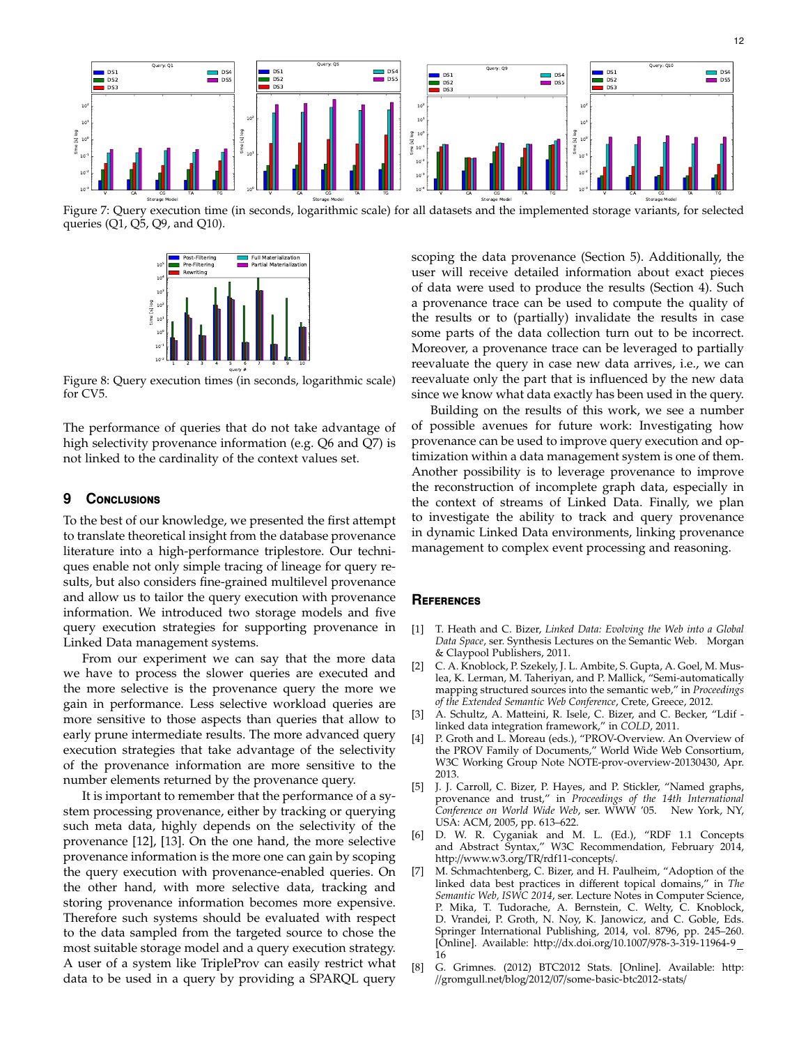Figure 7: Query execution time (in seconds, logarithmic scale) for all datasets and the implemented storage variants, for selected queries (Q1, Q5, Q9, and Q10).

Figure 8: Query execution times (in seconds, logarithmic scale) for CV5.

The performance of queries that do not take advantage of high selectivity provenance information (e.g. Q6 and Q7) is not linked to the cardinality of the context values set.

## 9 Conclusions

To the best of our knowledge, we presented the first attempt to translate theoretical insight from the database provenance literature into a high-performance triplestore. Our techniques enable not only simple tracing of lineage for query results, but also considers fine-grained multilevel provenance and allow us to tailor the query execution with provenance information. We introduced two storage models and five query execution strategies for supporting provenance in Linked Data management systems.

From our experiment we can say that the more data we have to process the slower queries are executed and the more selective is the provenance query the more we gain in performance. Less selective workload queries are more sensitive to those aspects than queries that allow to early prune intermediate results. The more advanced query execution strategies that take advantage of the selectivity of the provenance information are more sensitive to the number elements returned by the provenance query.

It is important to remember that the performance of a system processing provenance, either by tracking or querying such meta data, highly depends on the selectivity of the provenance [12], [13]. On the one hand, the more selective provenance information is the more one can gain by scoping the query execution with provenance-enabled queries. On the other hand, with more selective data, tracking and storing provenance information becomes more expensive. Therefore such systems should be evaluated with respect to the data sampled from the targeted source to chose the most suitable storage model and a query execution strategy. A user of a system like TripleProv can easily restrict what data to be used in a query by providing a SPARQL query scoping the data provenance (Section 5). Additionally, the user will receive detailed information about exact pieces of data were used to produce the results (Section 4). Such a provenance trace can be used to compute the quality of the results or to (partially) invalidate the results in case some parts of the data collection turn out to be incorrect. Moreover, a provenance trace can be leveraged to partially reevaluate the query in case new data arrives, i.e., we can reevaluate only the part that is influenced by the new data since we know what data exactly has been used in the query.

Building on the results of this work, we see a number of possible avenues for future work: Investigating how provenance can be used to improve query execution and optimization within a data management system is one of them. Another possibility is to leverage provenance to improve the reconstruction of incomplete graph data, especially in the context of streams of Linked Data. Finally, we plan to investigate the ability to track and query provenance in dynamic Linked Data environments, linking provenance management to complex event processing and reasoning.

## References

[1] T. Heath and C. Bizer, *Linked Data: Evolving the Web into a Global Data Space*, ser. Synthesis Lectures on the Semantic Web. Morgan & Claypool Publishers, 2011.

[2] C. A. Knoblock, P. Szekely, J. L. Ambite, S. Gupta, A. Goel, M. Muslea, K. Lerman, M. Taheriyan, and P. Mallick, "Semi-automatically mapping structured sources into the semantic web," in *Proceedings of the Extended Semantic Web Conference*, Crete, Greece, 2012.

[3] A. Schultz, A. Matteini, R. Isele, C. Bizer, and C. Becker, "Ldif - linked data integration framework," in *COLD*, 2011.

[4] P. Groth and L. Moreau (eds.), "PROV-Overview. An Overview of the PROV Family of Documents," World Wide Web Consortium, W3C Working Group Note NOTE-prov-overview-20130430, Apr. 2013.

[5] J. J. Carroll, C. Bizer, P. Hayes, and P. Stickler, "Named graphs, provenance and trust," in *Proceedings of the 14th International Conference on World Wide Web*, ser. WWW '05. New York, NY, USA: ACM, 2005, pp. 613–622.

[6] D. W. R. Cyganiak and M. L. (Ed.), "RDF 1.1 Concepts and Abstract Syntax," W3C Recommendation, February 2014, http://www.w3.org/TR/rdf11-concepts/.

[7] M. Schmachtenberg, C. Bizer, and H. Paulheim, "Adoption of the linked data best practices in different topical domains," in *The Semantic Web, ISWC 2014*, ser. Lecture Notes in Computer Science, P. Mika, T. Tudorache, A. Bernstein, C. Welty, C. Knoblock, D. Vrandei, P. Groth, N. Noy, K. Janowicz, and C. Goble, Eds. Springer International Publishing, 2014, vol. 8796, pp. 245–260. [Online]. Available: http://dx.doi.org/10.1007/978-3-319-11964-9_16

[8] G. Grimnes. (2012) BTC2012 Stats. [Online]. Available: http://gromgull.net/blog/2012/07/some-basic-btc2012-stats/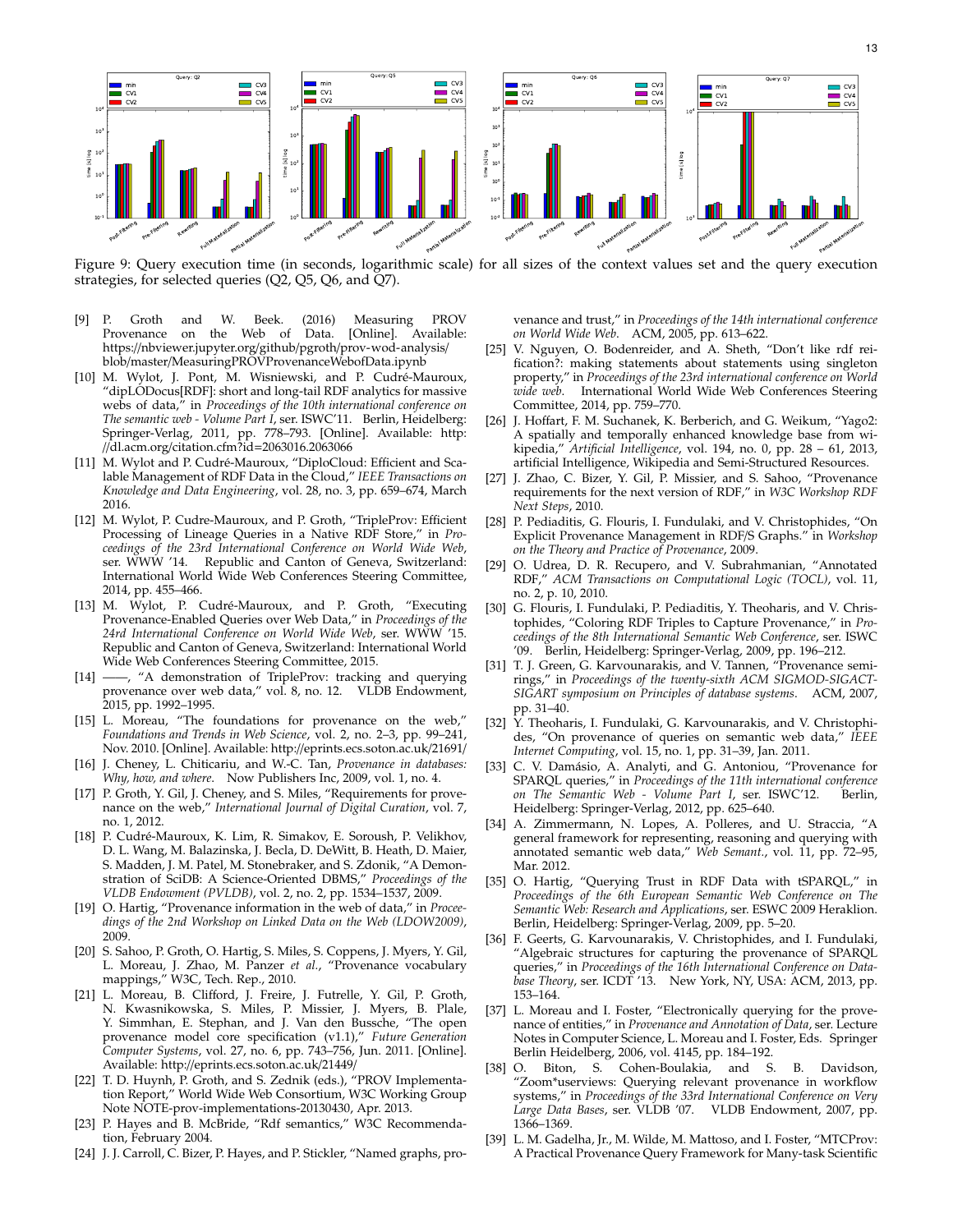Figure 9: Query execution time (in seconds, logarithmic scale) for all sizes of the context values set and the query execution strategies, for selected queries (Q2, Q5, Q6, and Q7).

[9] P. Groth and W. Beek. (2016) Measuring PROV Provenance on the Web of Data. [Online]. Available: https://nbviewer.jupyter.org/github/pgroth/prov-wod-analysis/blob/master/MeasuringPROVProvenanceWebofData.ipynb

[10] M. Wylot, J. Pont, M. Wisniewski, and P. Cudré-Mauroux, "dipLODocus[RDF]: short and long-tail RDF analytics for massive webs of data," in *Proceedings of the 10th international conference on The semantic web - Volume Part I*, ser. ISWC'11. Berlin, Heidelberg: Springer-Verlag, 2011, pp. 778–793. [Online]. Available: http://dl.acm.org/citation.cfm?id=2063016.2063066

[11] M. Wylot and P. Cudré-Mauroux, "DiploCloud: Efficient and Scalable Management of RDF Data in the Cloud," *IEEE Transactions on Knowledge and Data Engineering*, vol. 28, no. 3, pp. 659–674, March 2016.

[12] M. Wylot, P. Cudre-Mauroux, and P. Groth, "TripleProv: Efficient Processing of Lineage Queries in a Native RDF Store," in *Proceedings of the 23rd International Conference on World Wide Web*, ser. WWW '14. Republic and Canton of Geneva, Switzerland: International World Wide Web Conferences Steering Committee, 2014, pp. 455–466.

[13] M. Wylot, P. Cudré-Mauroux, and P. Groth, "Executing Provenance-Enabled Queries over Web Data," in *Proceedings of the 24rd International Conference on World Wide Web*, ser. WWW '15. Republic and Canton of Geneva, Switzerland: International World Wide Web Conferences Steering Committee, 2015.

[14] ——, "A demonstration of TripleProv: tracking and querying provenance over web data," vol. 8, no. 12. VLDB Endowment, 2015, pp. 1992–1995.

[15] L. Moreau, "The foundations for provenance on the web," *Foundations and Trends in Web Science*, vol. 2, no. 2–3, pp. 99–241, Nov. 2010. [Online]. Available: http://eprints.ecs.soton.ac.uk/21691/

[16] J. Cheney, L. Chiticariu, and W.-C. Tan, *Provenance in databases: Why, how, and where*. Now Publishers Inc, 2009, vol. 1, no. 4.

[17] P. Groth, Y. Gil, J. Cheney, and S. Miles, "Requirements for provenance on the web," *International Journal of Digital Curation*, vol. 7, no. 1, 2012.

[18] P. Cudré-Mauroux, K. Lim, R. Simakov, E. Soroush, P. Velikhov, D. L. Wang, M. Balazinska, J. Becla, D. DeWitt, B. Heath, D. Maier, S. Madden, J. M. Patel, M. Stonebraker, and S. Zdonik, "A Demonstration of SciDB: A Science-Oriented DBMS," *Proceedings of the VLDB Endowment (PVLDB)*, vol. 2, no. 2, pp. 1534–1537, 2009.

[19] O. Hartig, "Provenance information in the web of data," in *Proceedings of the 2nd Workshop on Linked Data on the Web (LDOW2009)*, 2009.

[20] S. Sahoo, P. Groth, O. Hartig, S. Miles, S. Coppens, J. Myers, Y. Gil, L. Moreau, J. Zhao, M. Panzer *et al.*, "Provenance vocabulary mappings," W3C, Tech. Rep., 2010.

[21] L. Moreau, B. Clifford, J. Freire, J. Futrelle, Y. Gil, P. Groth, N. Kwasnikowska, S. Miles, P. Missier, J. Myers, B. Plale, Y. Simmhan, E. Stephan, and J. Van den Bussche, "The open provenance model core specification (v1.1)," *Future Generation Computer Systems*, vol. 27, no. 6, pp. 743–756, Jun. 2011. [Online]. Available: http://eprints.ecs.soton.ac.uk/21449/

[22] T. D. Huynh, P. Groth, and S. Zednik (eds.), "PROV Implementation Report," World Wide Web Consortium, W3C Working Group Note NOTE-prov-implementations-20130430, Apr. 2013.

[23] P. Hayes and B. McBride, "Rdf semantics," W3C Recommendation, February 2004.

[24] J. J. Carroll, C. Bizer, P. Hayes, and P. Stickler, "Named graphs, provenance and trust," in *Proceedings of the 14th international conference on World Wide Web*. ACM, 2005, pp. 613–622.

[25] V. Nguyen, O. Bodenreider, and A. Sheth, "Don't like rdf reification?: making statements about statements using singleton property," in *Proceedings of the 23rd international conference on World wide web*. International World Wide Web Conferences Steering Committee, 2014, pp. 759–770.

[26] J. Hoffart, F. M. Suchanek, K. Berberich, and G. Weikum, "Yago2: A spatially and temporally enhanced knowledge base from wikipedia," *Artificial Intelligence*, vol. 194, no. 0, pp. 28 – 61, 2013, artificial Intelligence, Wikipedia and Semi-Structured Resources.

[27] J. Zhao, C. Bizer, Y. Gil, P. Missier, and S. Sahoo, "Provenance requirements for the next version of RDF," in *W3C Workshop RDF Next Steps*, 2010.

[28] P. Pediaditis, G. Flouris, I. Fundulaki, and V. Christophides, "On Explicit Provenance Management in RDF/S Graphs." in *Workshop on the Theory and Practice of Provenance*, 2009.

[29] O. Udrea, D. R. Recupero, and V. Subrahmanian, "Annotated RDF," *ACM Transactions on Computational Logic (TOCL)*, vol. 11, no. 2, p. 10, 2010.

[30] G. Flouris, I. Fundulaki, P. Pediaditis, Y. Theoharis, and V. Christophides, "Coloring RDF Triples to Capture Provenance," in *Proceedings of the 8th International Semantic Web Conference*, ser. ISWC '09. Berlin, Heidelberg: Springer-Verlag, 2009, pp. 196–212.

[31] T. J. Green, G. Karvounarakis, and V. Tannen, "Provenance semirings," in *Proceedings of the twenty-sixth ACM SIGMOD-SIGACT-SIGART symposium on Principles of database systems*. ACM, 2007, pp. 31–40.

[32] Y. Theoharis, I. Fundulaki, G. Karvounarakis, and V. Christophides, "On provenance of queries on semantic web data," *IEEE Internet Computing*, vol. 15, no. 1, pp. 31–39, Jan. 2011.

[33] C. V. Damásio, A. Analyti, and G. Antoniou, "Provenance for SPARQL queries," in *Proceedings of the 11th international conference on The Semantic Web - Volume Part I*, ser. ISWC'12. Berlin, Heidelberg: Springer-Verlag, 2012, pp. 625–640.

[34] A. Zimmermann, N. Lopes, A. Polleres, and U. Straccia, "A general framework for representing, reasoning and querying with annotated semantic web data," *Web Semant.*, vol. 11, pp. 72–95, Mar. 2012.

[35] O. Hartig, "Querying Trust in RDF Data with tSPARQL," in *Proceedings of the 6th European Semantic Web Conference on The Semantic Web: Research and Applications*, ser. ESWC 2009 Heraklion. Berlin, Heidelberg: Springer-Verlag, 2009, pp. 5–20.

[36] F. Geerts, G. Karvounarakis, V. Christophides, and I. Fundulaki, "Algebraic structures for capturing the provenance of SPARQL queries," in *Proceedings of the 16th International Conference on Database Theory*, ser. ICDT '13. New York, NY, USA: ACM, 2013, pp. 153–164.

[37] L. Moreau and I. Foster, "Electronically querying for the provenance of entities," in *Provenance and Annotation of Data*, ser. Lecture Notes in Computer Science, L. Moreau and I. Foster, Eds. Springer Berlin Heidelberg, 2006, vol. 4145, pp. 184–192.

[38] O. Biton, S. Cohen-Boulakia, and S. B. Davidson, "Zoom*userviews: Querying relevant provenance in workflow systems," in *Proceedings of the 33rd International Conference on Very Large Data Bases*, ser. VLDB '07. VLDB Endowment, 2007, pp. 1366–1369.

[39] L. M. Gadelha, Jr., M. Wilde, M. Mattoso, and I. Foster, "MTCProv: A Practical Provenance Query Framework for Many-task Scientific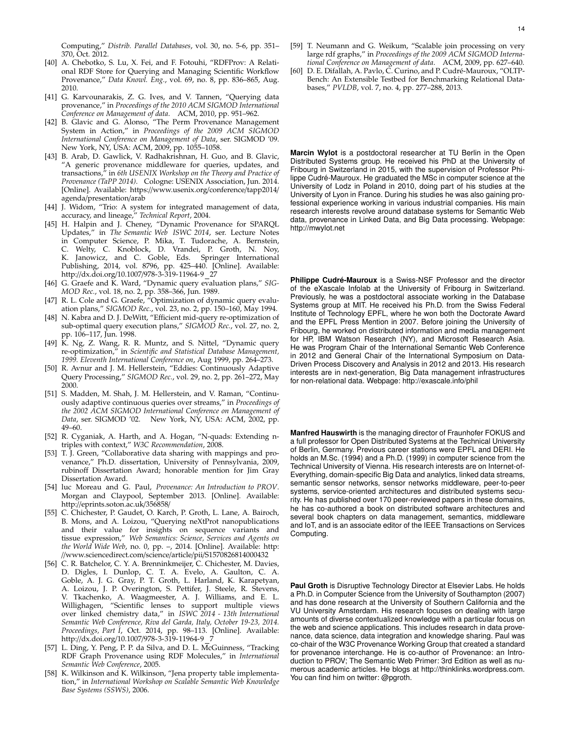Computing," *Distrib. Parallel Databases*, vol. 30, no. 5-6, pp. 351–370, Oct. 2012.

[40] A. Chebotko, S. Lu, X. Fei, and F. Fotouhi, "RDFProv: A Relational RDF Store for Querying and Managing Scientific Workflow Provenance," *Data Knowl. Eng.*, vol. 69, no. 8, pp. 836–865, Aug. 2010.

[41] G. Karvounarakis, Z. G. Ives, and V. Tannen, "Querying data provenance," in *Proceedings of the 2010 ACM SIGMOD International Conference on Management of data*. ACM, 2010, pp. 951–962.

[42] B. Glavic and G. Alonso, "The Perm Provenance Management System in Action," in *Proceedings of the 2009 ACM SIGMOD International Conference on Management of Data*, ser. SIGMOD '09. New York, NY, USA: ACM, 2009, pp. 1055–1058.

[43] B. Arab, D. Gawlick, V. Radhakrishnan, H. Guo, and B. Glavic, "A generic provenance middleware for queries, updates, and transactions," in *6th USENIX Workshop on the Theory and Practice of Provenance (TaPP 2014)*. Cologne: USENIX Association, Jun. 2014. [Online]. Available: https://www.usenix.org/conference/tapp2014/agenda/presentation/arab

[44] J. Widom, "Trio: A system for integrated management of data, accuracy, and lineage," *Technical Report*, 2004.

[45] H. Halpin and J. Cheney, "Dynamic Provenance for SPARQL Updates," in *The Semantic Web ISWC 2014*, ser. Lecture Notes in Computer Science, P. Mika, T. Tudorache, A. Bernstein, C. Welty, C. Knoblock, D. Vrandei, P. Groth, N. Noy, K. Janowicz, and C. Goble, Eds. Springer International Publishing, 2014, vol. 8796, pp. 425–440. [Online]. Available: http://dx.doi.org/10.1007/978-3-319-11964-9_27

[46] G. Graefe and K. Ward, "Dynamic query evaluation plans," *SIGMOD Rec.*, vol. 18, no. 2, pp. 358–366, Jun. 1989.

[47] R. L. Cole and G. Graefe, "Optimization of dynamic query evaluation plans," *SIGMOD Rec.*, vol. 23, no. 2, pp. 150–160, May 1994.

[48] N. Kabra and D. J. DeWitt, "Efficient mid-query re-optimization of sub-optimal query execution plans," *SIGMOD Rec.*, vol. 27, no. 2, pp. 106–117, Jun. 1998.

[49] K. Ng, Z. Wang, R. R. Muntz, and S. Nittel, "Dynamic query re-optimization," in *Scientific and Statistical Database Management, 1999. Eleventh International Conference on*, Aug 1999, pp. 264–273.

[50] R. Avnur and J. M. Hellerstein, "Eddies: Continuously Adaptive Query Processing," *SIGMOD Rec.*, vol. 29, no. 2, pp. 261–272, May 2000.

[51] S. Madden, M. Shah, J. M. Hellerstein, and V. Raman, "Continuously adaptive continuous queries over streams," in *Proceedings of the 2002 ACM SIGMOD International Conference on Management of Data*, ser. SIGMOD '02. New York, NY, USA: ACM, 2002, pp. 49–60.

[52] R. Cyganiak, A. Harth, and A. Hogan, "N-quads: Extending n-triples with context," *W3C Recommendation*, 2008.

[53] T. J. Green, "Collaborative data sharing with mappings and provenance," Ph.D. dissertation, University of Pennsylvania, 2009, rubinoff Dissertation Award; honorable mention for Jim Gray Dissertation Award.

[54] luc Moreau and G. Paul, *Provenance: An Introduction to PROV*. Morgan and Claypool, September 2013. [Online]. Available: http://eprints.soton.ac.uk/356858/

[55] C. Chichester, P. Gaudet, O. Karch, P. Groth, L. Lane, A. Bairoch, B. Mons, and A. Loizou, "Querying neXtProt nanopublications and their value for insights on sequence variants and tissue expression," *Web Semantics: Science, Services and Agents on the World Wide Web*, no. 0, pp. –, 2014. [Online]. Available: http://www.sciencedirect.com/science/article/pii/S1570826814000432

[56] C. R. Batchelor, C. Y. A. Brenninkmeijer, C. Chichester, M. Davies, D. Digles, I. Dunlop, C. T. A. Evelo, A. Gaulton, C. A. Goble, A. J. G. Gray, P. T. Groth, L. Harland, K. Karapetyan, A. Loizou, J. P. Overington, S. Pettifer, J. Steele, R. Stevens, V. Tkachenko, A. Waagmeester, A. J. Williams, and E. L. Willighagen, "Scientific lenses to support multiple views over linked chemistry data," in *ISWC 2014 - 13th International Semantic Web Conference, Riva del Garda, Italy, October 19-23, 2014. Proceedings, Part I*, Oct. 2014, pp. 98–113. [Online]. Available: http://dx.doi.org/10.1007/978-3-319-11964-9_7

[57] L. Ding, Y. Peng, P. P. da Silva, and D. L. McGuinness, "Tracking RDF Graph Provenance using RDF Molecules," in *International Semantic Web Conference*, 2005.

[58] K. Wilkinson and K. Wilkinson, "Jena property table implementation," in *International Workshop on Scalable Semantic Web Knowledge Base Systems (SSWS)*, 2006.

[59] T. Neumann and G. Weikum, "Scalable join processing on very large rdf graphs," in *Proceedings of the 2009 ACM SIGMOD International Conference on Management of data*. ACM, 2009, pp. 627–640.

[60] D. E. Difallah, A. Pavlo, C. Curino, and P. Cudré-Mauroux, "OLTP-Bench: An Extensible Testbed for Benchmarking Relational Databases," *PVLDB*, vol. 7, no. 4, pp. 277–288, 2013.

**Marcin Wylot** is a postdoctoral researcher at TU Berlin in the Open Distributed Systems group. He received his PhD at the University of Fribourg in Switzerland in 2015, with the supervision of Professor Philippe Cudré-Mauroux. He graduated the MSc in computer science at the University of Lodz in Poland in 2010, doing part of his studies at the University of Lyon in France. During his studies he was also gaining professional experience working in various industrial companies. His main research interests revolve around database systems for Semantic Web data, provenance in Linked Data, and Big Data processing. Webpage: http://mwylot.net

**Philippe Cudré-Mauroux** is a Swiss-NSF Professor and the director of the eXascale Infolab at the University of Fribourg in Switzerland. Previously, he was a postdoctoral associate working in the Database Systems group at MIT. He received his Ph.D. from the Swiss Federal Institute of Technology EPFL, where he won both the Doctorate Award and the EPFL Press Mention in 2007. Before joining the University of Fribourg, he worked on distributed information and media management for HP, IBM Watson Research (NY), and Microsoft Research Asia. He was Program Chair of the International Semantic Web Conference in 2012 and General Chair of the International Symposium on Data-Driven Process Discovery and Analysis in 2012 and 2013. His research interests are in next-generation, Big Data management infrastructures for non-relational data. Webpage: http://exascale.info/phil

**Manfred Hauswirth** is the managing director of Fraunhofer FOKUS and a full professor for Open Distributed Systems at the Technical University of Berlin, Germany. Previous career stations were EPFL and DERI. He holds an M.Sc. (1994) and a Ph.D. (1999) in computer science from the Technical University of Vienna. His research interests are on Internet-of-Everything, domain-specific Big Data and analytics, linked data streams, semantic sensor networks, sensor networks middleware, peer-to-peer systems, service-oriented architectures and distributed systems security. He has published over 170 peer-reviewed papers in these domains, he has co-authored a book on distributed software architectures and several book chapters on data management, semantics, middleware and IoT, and is an associate editor of the IEEE Transactions on Services Computing.

**Paul Groth** is Disruptive Technology Director at Elsevier Labs. He holds a Ph.D. in Computer Science from the University of Southampton (2007) and has done research at the University of Southern California and the VU University Amsterdam. His research focuses on dealing with large amounts of diverse contextualized knowledge with a particular focus on the web and science applications. This includes research in data provenance, data science, data integration and knowledge sharing. Paul was co-chair of the W3C Provenance Working Group that created a standard for provenance interchange. He is co-author of Provenance: an Introduction to PROV; The Semantic Web Primer: 3rd Edition as well as numerous academic articles. He blogs at http://thinklinks.wordpress.com. You can find him on twitter: @pgroth.